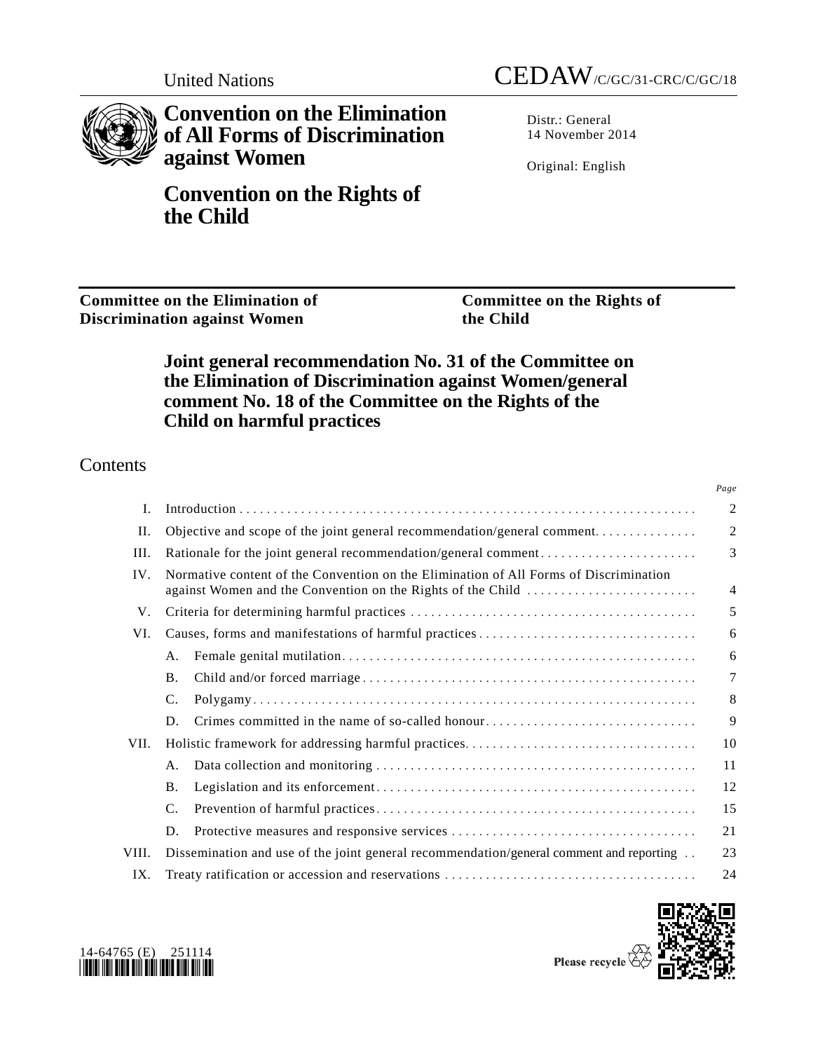United Nations CEDAW/C/GC/31-CRC/C/GC/18

# Convention on the Elimination of All Forms of Discrimination against Women

# Convention on the Rights of the Child

Distr.: General
14 November 2014

Original: English

**Committee on the Elimination of Discrimination against Women**

**Committee on the Rights of the Child**

## Joint general recommendation No. 31 of the Committee on the Elimination of Discrimination against Women/general comment No. 18 of the Committee on the Rights of the Child on harmful practices

## Contents

| | | Page |
|---|---|---|
| I. | Introduction | 2 |
| II. | Objective and scope of the joint general recommendation/general comment | 2 |
| III. | Rationale for the joint general recommendation/general comment | 3 |
| IV. | Normative content of the Convention on the Elimination of All Forms of Discrimination against Women and the Convention on the Rights of the Child | 4 |
| V. | Criteria for determining harmful practices | 5 |
| VI. | Causes, forms and manifestations of harmful practices | 6 |
| | A. Female genital mutilation | 6 |
| | B. Child and/or forced marriage | 7 |
| | C. Polygamy | 8 |
| | D. Crimes committed in the name of so-called honour | 9 |
| VII. | Holistic framework for addressing harmful practices | 10 |
| | A. Data collection and monitoring | 11 |
| | B. Legislation and its enforcement | 12 |
| | C. Prevention of harmful practices | 15 |
| | D. Protective measures and responsive services | 21 |
| VIII. | Dissemination and use of the joint general recommendation/general comment and reporting | 23 |
| IX. | Treaty ratification or accession and reservations | 24 |

14-64765 (E) 251114

Please recycle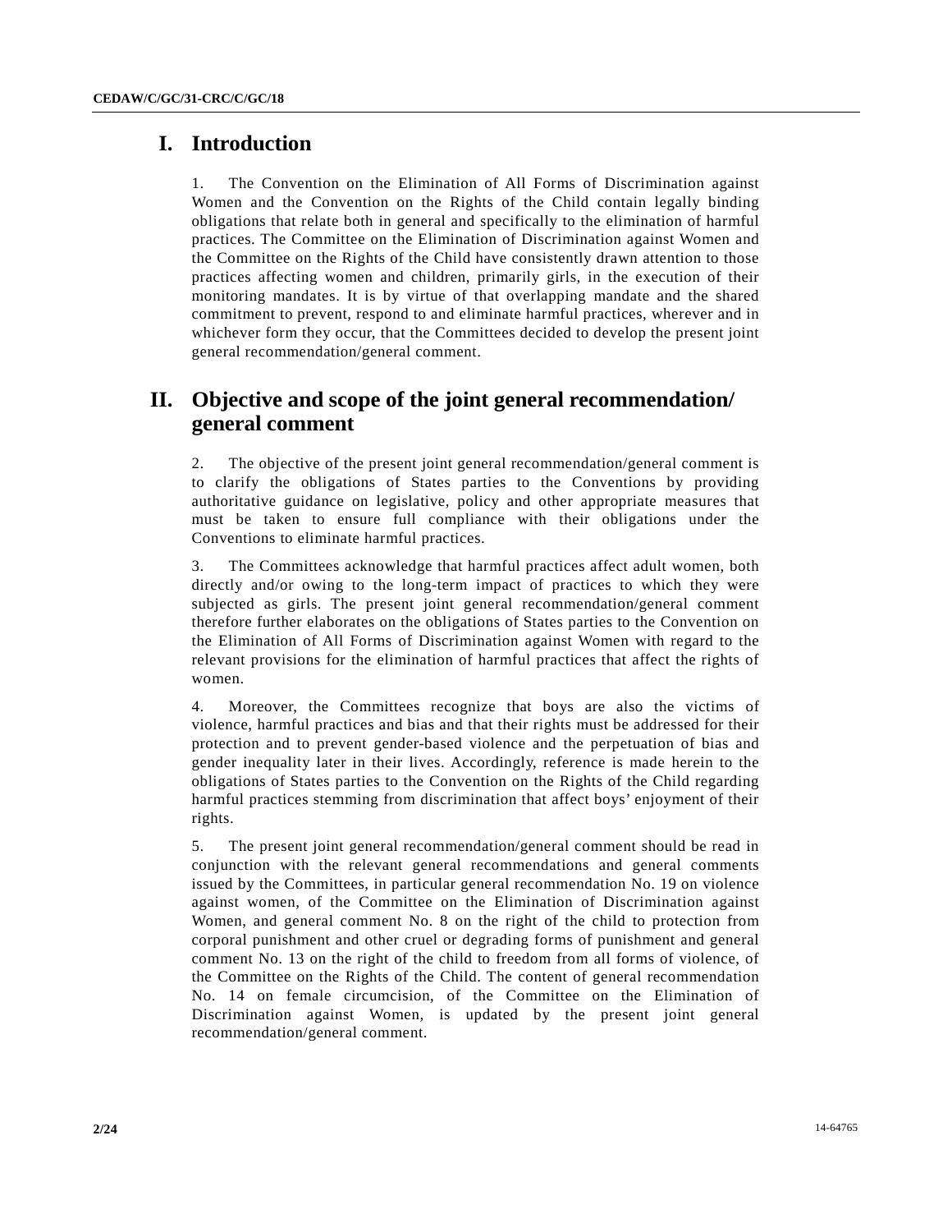# I. Introduction

1. The Convention on the Elimination of All Forms of Discrimination against Women and the Convention on the Rights of the Child contain legally binding obligations that relate both in general and specifically to the elimination of harmful practices. The Committee on the Elimination of Discrimination against Women and the Committee on the Rights of the Child have consistently drawn attention to those practices affecting women and children, primarily girls, in the execution of their monitoring mandates. It is by virtue of that overlapping mandate and the shared commitment to prevent, respond to and eliminate harmful practices, wherever and in whichever form they occur, that the Committees decided to develop the present joint general recommendation/general comment.

# II. Objective and scope of the joint general recommendation/general comment

2. The objective of the present joint general recommendation/general comment is to clarify the obligations of States parties to the Conventions by providing authoritative guidance on legislative, policy and other appropriate measures that must be taken to ensure full compliance with their obligations under the Conventions to eliminate harmful practices.

3. The Committees acknowledge that harmful practices affect adult women, both directly and/or owing to the long-term impact of practices to which they were subjected as girls. The present joint general recommendation/general comment therefore further elaborates on the obligations of States parties to the Convention on the Elimination of All Forms of Discrimination against Women with regard to the relevant provisions for the elimination of harmful practices that affect the rights of women.

4. Moreover, the Committees recognize that boys are also the victims of violence, harmful practices and bias and that their rights must be addressed for their protection and to prevent gender-based violence and the perpetuation of bias and gender inequality later in their lives. Accordingly, reference is made herein to the obligations of States parties to the Convention on the Rights of the Child regarding harmful practices stemming from discrimination that affect boys' enjoyment of their rights.

5. The present joint general recommendation/general comment should be read in conjunction with the relevant general recommendations and general comments issued by the Committees, in particular general recommendation No. 19 on violence against women, of the Committee on the Elimination of Discrimination against Women, and general comment No. 8 on the right of the child to protection from corporal punishment and other cruel or degrading forms of punishment and general comment No. 13 on the right of the child to freedom from all forms of violence, of the Committee on the Rights of the Child. The content of general recommendation No. 14 on female circumcision, of the Committee on the Elimination of Discrimination against Women, is updated by the present joint general recommendation/general comment.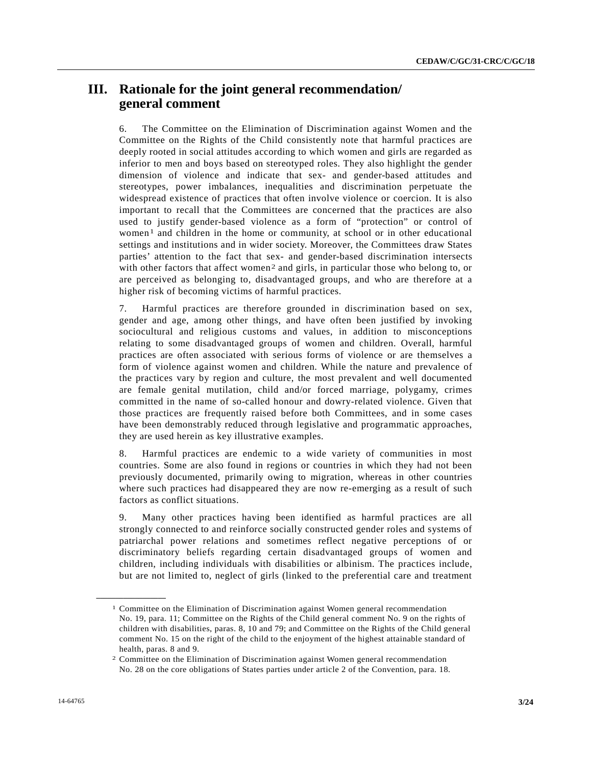# III. Rationale for the joint general recommendation/ general comment

6. The Committee on the Elimination of Discrimination against Women and the Committee on the Rights of the Child consistently note that harmful practices are deeply rooted in social attitudes according to which women and girls are regarded as inferior to men and boys based on stereotyped roles. They also highlight the gender dimension of violence and indicate that sex- and gender-based attitudes and stereotypes, power imbalances, inequalities and discrimination perpetuate the widespread existence of practices that often involve violence or coercion. It is also important to recall that the Committees are concerned that the practices are also used to justify gender-based violence as a form of "protection" or control of women[1] and children in the home or community, at school or in other educational settings and institutions and in wider society. Moreover, the Committees draw States parties' attention to the fact that sex- and gender-based discrimination intersects with other factors that affect women[2] and girls, in particular those who belong to, or are perceived as belonging to, disadvantaged groups, and who are therefore at a higher risk of becoming victims of harmful practices.

7. Harmful practices are therefore grounded in discrimination based on sex, gender and age, among other things, and have often been justified by invoking sociocultural and religious customs and values, in addition to misconceptions relating to some disadvantaged groups of women and children. Overall, harmful practices are often associated with serious forms of violence or are themselves a form of violence against women and children. While the nature and prevalence of the practices vary by region and culture, the most prevalent and well documented are female genital mutilation, child and/or forced marriage, polygamy, crimes committed in the name of so-called honour and dowry-related violence. Given that those practices are frequently raised before both Committees, and in some cases have been demonstrably reduced through legislative and programmatic approaches, they are used herein as key illustrative examples.

8. Harmful practices are endemic to a wide variety of communities in most countries. Some are also found in regions or countries in which they had not been previously documented, primarily owing to migration, whereas in other countries where such practices had disappeared they are now re-emerging as a result of such factors as conflict situations.

9. Many other practices having been identified as harmful practices are all strongly connected to and reinforce socially constructed gender roles and systems of patriarchal power relations and sometimes reflect negative perceptions of or discriminatory beliefs regarding certain disadvantaged groups of women and children, including individuals with disabilities or albinism. The practices include, but are not limited to, neglect of girls (linked to the preferential care and treatment

---

[1] Committee on the Elimination of Discrimination against Women general recommendation No. 19, para. 11; Committee on the Rights of the Child general comment No. 9 on the rights of children with disabilities, paras. 8, 10 and 79; and Committee on the Rights of the Child general comment No. 15 on the right of the child to the enjoyment of the highest attainable standard of health, paras. 8 and 9.

[2] Committee on the Elimination of Discrimination against Women general recommendation No. 28 on the core obligations of States parties under article 2 of the Convention, para. 18.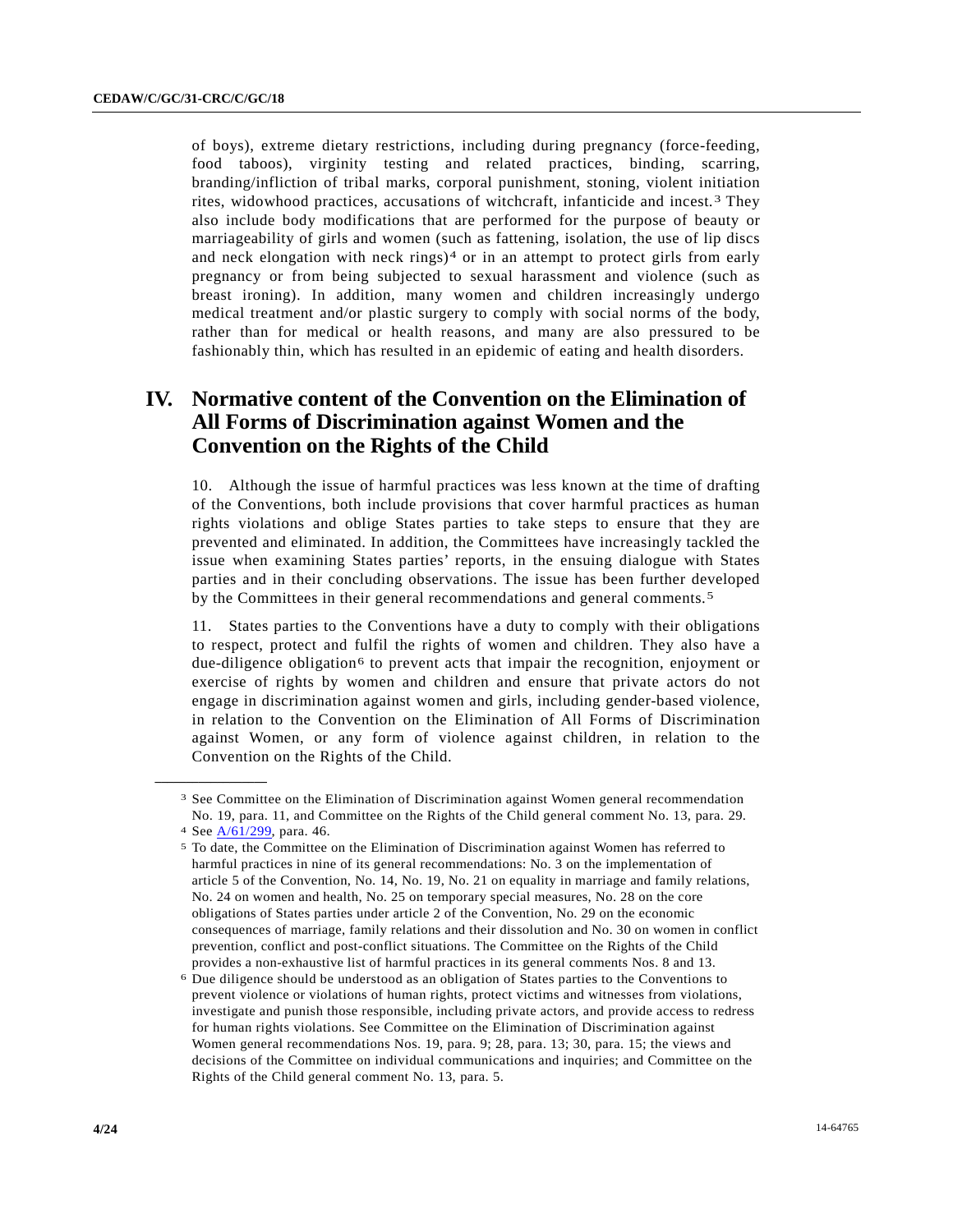of boys), extreme dietary restrictions, including during pregnancy (force-feeding, food taboos), virginity testing and related practices, binding, scarring, branding/infliction of tribal marks, corporal punishment, stoning, violent initiation rites, widowhood practices, accusations of witchcraft, infanticide and incest.[3] They also include body modifications that are performed for the purpose of beauty or marriageability of girls and women (such as fattening, isolation, the use of lip discs and neck elongation with neck rings)[4] or in an attempt to protect girls from early pregnancy or from being subjected to sexual harassment and violence (such as breast ironing). In addition, many women and children increasingly undergo medical treatment and/or plastic surgery to comply with social norms of the body, rather than for medical or health reasons, and many are also pressured to be fashionably thin, which has resulted in an epidemic of eating and health disorders.

## IV. Normative content of the Convention on the Elimination of All Forms of Discrimination against Women and the Convention on the Rights of the Child

10. Although the issue of harmful practices was less known at the time of drafting of the Conventions, both include provisions that cover harmful practices as human rights violations and oblige States parties to take steps to ensure that they are prevented and eliminated. In addition, the Committees have increasingly tackled the issue when examining States parties' reports, in the ensuing dialogue with States parties and in their concluding observations. The issue has been further developed by the Committees in their general recommendations and general comments.[5]

11. States parties to the Conventions have a duty to comply with their obligations to respect, protect and fulfil the rights of women and children. They also have a due-diligence obligation[6] to prevent acts that impair the recognition, enjoyment or exercise of rights by women and children and ensure that private actors do not engage in discrimination against women and girls, including gender-based violence, in relation to the Convention on the Elimination of All Forms of Discrimination against Women, or any form of violence against children, in relation to the Convention on the Rights of the Child.

---

[3] See Committee on the Elimination of Discrimination against Women general recommendation No. 19, para. 11, and Committee on the Rights of the Child general comment No. 13, para. 29.

[4] See A/61/299, para. 46.

[5] To date, the Committee on the Elimination of Discrimination against Women has referred to harmful practices in nine of its general recommendations: No. 3 on the implementation of article 5 of the Convention, No. 14, No. 19, No. 21 on equality in marriage and family relations, No. 24 on women and health, No. 25 on temporary special measures, No. 28 on the core obligations of States parties under article 2 of the Convention, No. 29 on the economic consequences of marriage, family relations and their dissolution and No. 30 on women in conflict prevention, conflict and post-conflict situations. The Committee on the Rights of the Child provides a non-exhaustive list of harmful practices in its general comments Nos. 8 and 13.

[6] Due diligence should be understood as an obligation of States parties to the Conventions to prevent violence or violations of human rights, protect victims and witnesses from violations, investigate and punish those responsible, including private actors, and provide access to redress for human rights violations. See Committee on the Elimination of Discrimination against Women general recommendations Nos. 19, para. 9; 28, para. 13; 30, para. 15; the views and decisions of the Committee on individual communications and inquiries; and Committee on the Rights of the Child general comment No. 13, para. 5.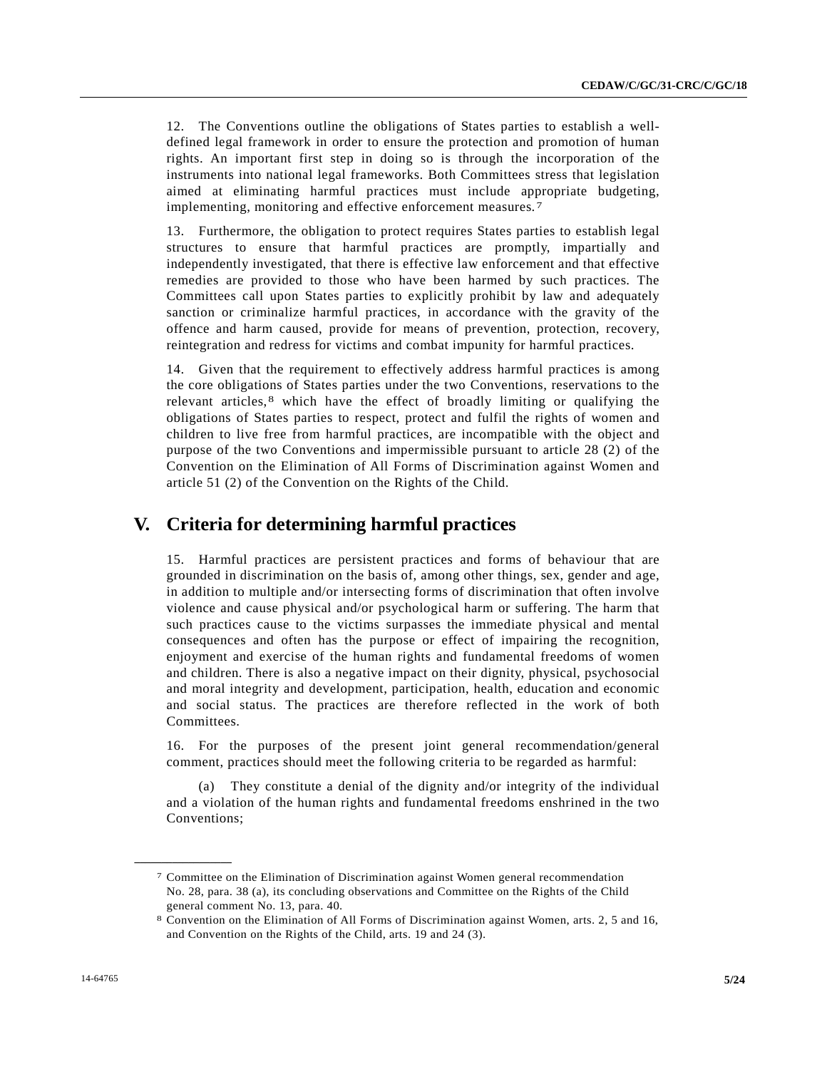12. The Conventions outline the obligations of States parties to establish a well-defined legal framework in order to ensure the protection and promotion of human rights. An important first step in doing so is through the incorporation of the instruments into national legal frameworks. Both Committees stress that legislation aimed at eliminating harmful practices must include appropriate budgeting, implementing, monitoring and effective enforcement measures.[7]

13. Furthermore, the obligation to protect requires States parties to establish legal structures to ensure that harmful practices are promptly, impartially and independently investigated, that there is effective law enforcement and that effective remedies are provided to those who have been harmed by such practices. The Committees call upon States parties to explicitly prohibit by law and adequately sanction or criminalize harmful practices, in accordance with the gravity of the offence and harm caused, provide for means of prevention, protection, recovery, reintegration and redress for victims and combat impunity for harmful practices.

14. Given that the requirement to effectively address harmful practices is among the core obligations of States parties under the two Conventions, reservations to the relevant articles,[8] which have the effect of broadly limiting or qualifying the obligations of States parties to respect, protect and fulfil the rights of women and children to live free from harmful practices, are incompatible with the object and purpose of the two Conventions and impermissible pursuant to article 28 (2) of the Convention on the Elimination of All Forms of Discrimination against Women and article 51 (2) of the Convention on the Rights of the Child.

# V. Criteria for determining harmful practices

15. Harmful practices are persistent practices and forms of behaviour that are grounded in discrimination on the basis of, among other things, sex, gender and age, in addition to multiple and/or intersecting forms of discrimination that often involve violence and cause physical and/or psychological harm or suffering. The harm that such practices cause to the victims surpasses the immediate physical and mental consequences and often has the purpose or effect of impairing the recognition, enjoyment and exercise of the human rights and fundamental freedoms of women and children. There is also a negative impact on their dignity, physical, psychosocial and moral integrity and development, participation, health, education and economic and social status. The practices are therefore reflected in the work of both Committees.

16. For the purposes of the present joint general recommendation/general comment, practices should meet the following criteria to be regarded as harmful:

(a) They constitute a denial of the dignity and/or integrity of the individual and a violation of the human rights and fundamental freedoms enshrined in the two Conventions;

---

[7] Committee on the Elimination of Discrimination against Women general recommendation No. 28, para. 38 (a), its concluding observations and Committee on the Rights of the Child general comment No. 13, para. 40.

[8] Convention on the Elimination of All Forms of Discrimination against Women, arts. 2, 5 and 16, and Convention on the Rights of the Child, arts. 19 and 24 (3).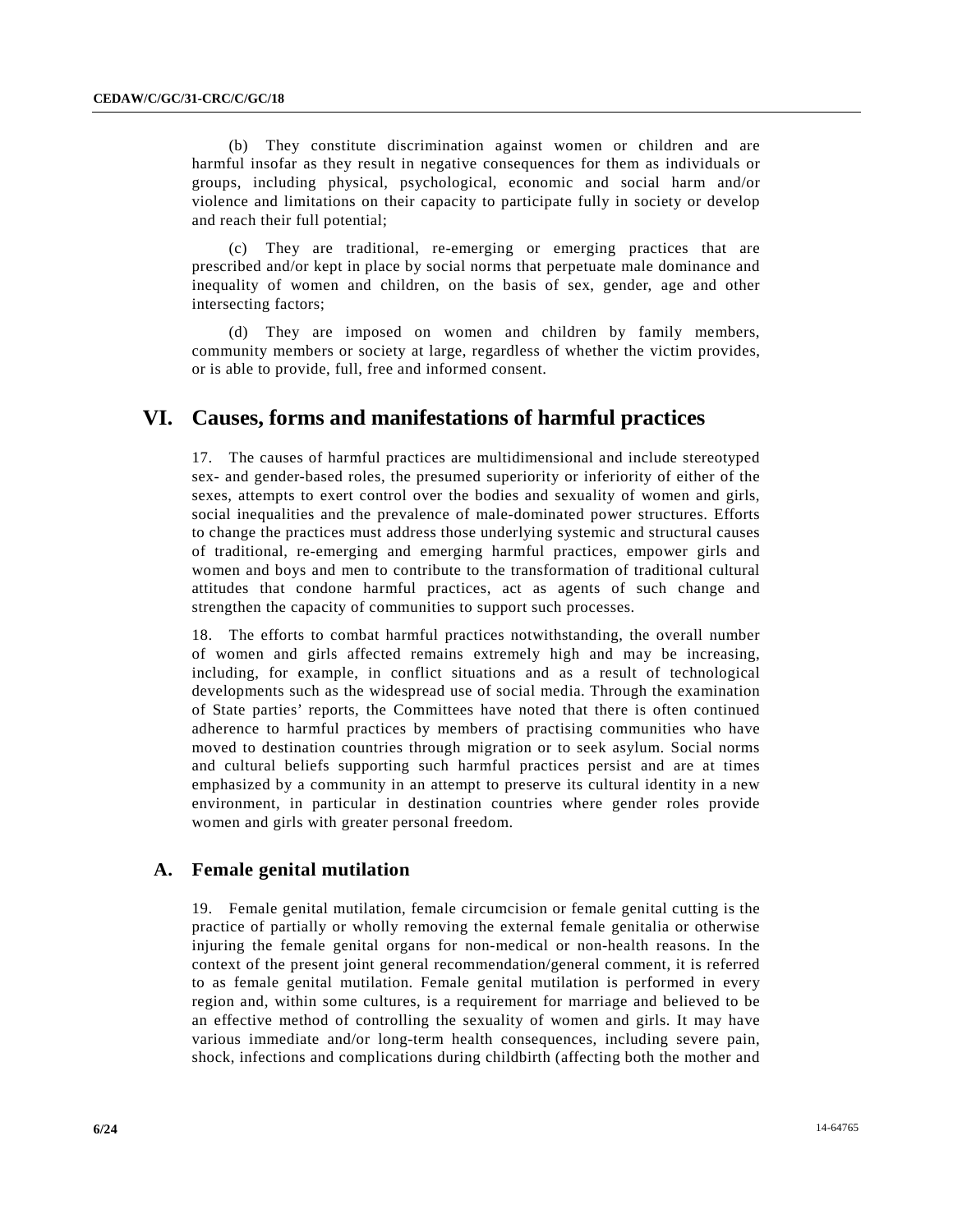(b) They constitute discrimination against women or children and are harmful insofar as they result in negative consequences for them as individuals or groups, including physical, psychological, economic and social harm and/or violence and limitations on their capacity to participate fully in society or develop and reach their full potential;

(c) They are traditional, re-emerging or emerging practices that are prescribed and/or kept in place by social norms that perpetuate male dominance and inequality of women and children, on the basis of sex, gender, age and other intersecting factors;

(d) They are imposed on women and children by family members, community members or society at large, regardless of whether the victim provides, or is able to provide, full, free and informed consent.

# VI. Causes, forms and manifestations of harmful practices

17. The causes of harmful practices are multidimensional and include stereotyped sex- and gender-based roles, the presumed superiority or inferiority of either of the sexes, attempts to exert control over the bodies and sexuality of women and girls, social inequalities and the prevalence of male-dominated power structures. Efforts to change the practices must address those underlying systemic and structural causes of traditional, re-emerging and emerging harmful practices, empower girls and women and boys and men to contribute to the transformation of traditional cultural attitudes that condone harmful practices, act as agents of such change and strengthen the capacity of communities to support such processes.

18. The efforts to combat harmful practices notwithstanding, the overall number of women and girls affected remains extremely high and may be increasing, including, for example, in conflict situations and as a result of technological developments such as the widespread use of social media. Through the examination of State parties' reports, the Committees have noted that there is often continued adherence to harmful practices by members of practising communities who have moved to destination countries through migration or to seek asylum. Social norms and cultural beliefs supporting such harmful practices persist and are at times emphasized by a community in an attempt to preserve its cultural identity in a new environment, in particular in destination countries where gender roles provide women and girls with greater personal freedom.

## A. Female genital mutilation

19. Female genital mutilation, female circumcision or female genital cutting is the practice of partially or wholly removing the external female genitalia or otherwise injuring the female genital organs for non-medical or non-health reasons. In the context of the present joint general recommendation/general comment, it is referred to as female genital mutilation. Female genital mutilation is performed in every region and, within some cultures, is a requirement for marriage and believed to be an effective method of controlling the sexuality of women and girls. It may have various immediate and/or long-term health consequences, including severe pain, shock, infections and complications during childbirth (affecting both the mother and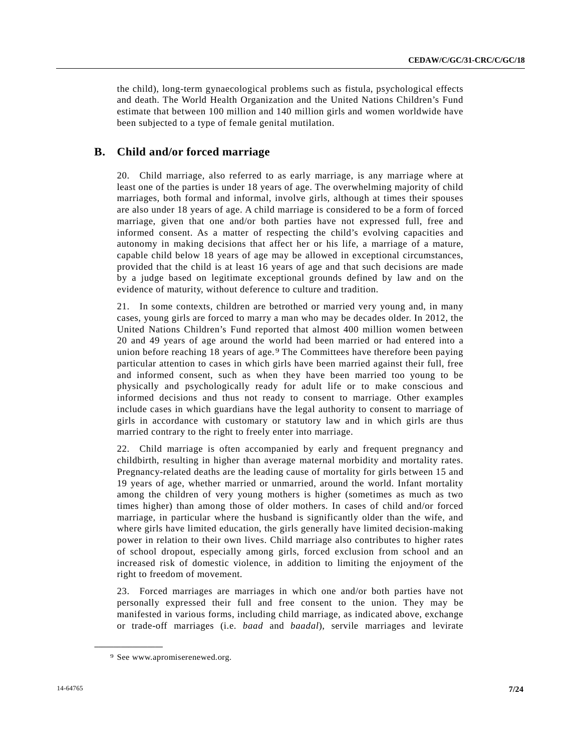the child), long-term gynaecological problems such as fistula, psychological effects and death. The World Health Organization and the United Nations Children's Fund estimate that between 100 million and 140 million girls and women worldwide have been subjected to a type of female genital mutilation.

## B. Child and/or forced marriage

20. Child marriage, also referred to as early marriage, is any marriage where at least one of the parties is under 18 years of age. The overwhelming majority of child marriages, both formal and informal, involve girls, although at times their spouses are also under 18 years of age. A child marriage is considered to be a form of forced marriage, given that one and/or both parties have not expressed full, free and informed consent. As a matter of respecting the child's evolving capacities and autonomy in making decisions that affect her or his life, a marriage of a mature, capable child below 18 years of age may be allowed in exceptional circumstances, provided that the child is at least 16 years of age and that such decisions are made by a judge based on legitimate exceptional grounds defined by law and on the evidence of maturity, without deference to culture and tradition.

21. In some contexts, children are betrothed or married very young and, in many cases, young girls are forced to marry a man who may be decades older. In 2012, the United Nations Children's Fund reported that almost 400 million women between 20 and 49 years of age around the world had been married or had entered into a union before reaching 18 years of age.[9] The Committees have therefore been paying particular attention to cases in which girls have been married against their full, free and informed consent, such as when they have been married too young to be physically and psychologically ready for adult life or to make conscious and informed decisions and thus not ready to consent to marriage. Other examples include cases in which guardians have the legal authority to consent to marriage of girls in accordance with customary or statutory law and in which girls are thus married contrary to the right to freely enter into marriage.

22. Child marriage is often accompanied by early and frequent pregnancy and childbirth, resulting in higher than average maternal morbidity and mortality rates. Pregnancy-related deaths are the leading cause of mortality for girls between 15 and 19 years of age, whether married or unmarried, around the world. Infant mortality among the children of very young mothers is higher (sometimes as much as two times higher) than among those of older mothers. In cases of child and/or forced marriage, in particular where the husband is significantly older than the wife, and where girls have limited education, the girls generally have limited decision-making power in relation to their own lives. Child marriage also contributes to higher rates of school dropout, especially among girls, forced exclusion from school and an increased risk of domestic violence, in addition to limiting the enjoyment of the right to freedom of movement.

23. Forced marriages are marriages in which one and/or both parties have not personally expressed their full and free consent to the union. They may be manifested in various forms, including child marriage, as indicated above, exchange or trade-off marriages (i.e. *baad* and *baadal*), servile marriages and levirate

---

[9] See www.apromiserenewed.org.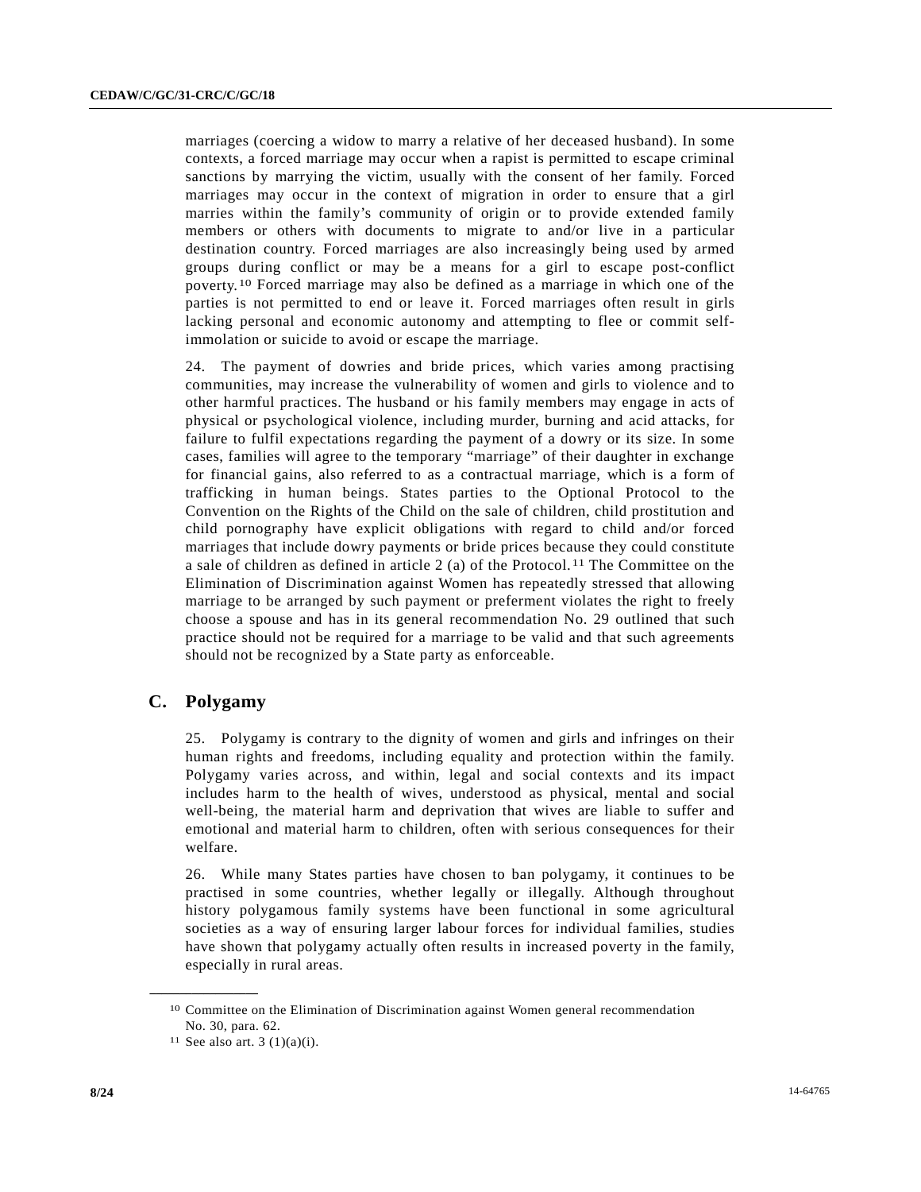marriages (coercing a widow to marry a relative of her deceased husband). In some contexts, a forced marriage may occur when a rapist is permitted to escape criminal sanctions by marrying the victim, usually with the consent of her family. Forced marriages may occur in the context of migration in order to ensure that a girl marries within the family's community of origin or to provide extended family members or others with documents to migrate to and/or live in a particular destination country. Forced marriages are also increasingly being used by armed groups during conflict or may be a means for a girl to escape post-conflict poverty.[10] Forced marriage may also be defined as a marriage in which one of the parties is not permitted to end or leave it. Forced marriages often result in girls lacking personal and economic autonomy and attempting to flee or commit self-immolation or suicide to avoid or escape the marriage.

24. The payment of dowries and bride prices, which varies among practising communities, may increase the vulnerability of women and girls to violence and to other harmful practices. The husband or his family members may engage in acts of physical or psychological violence, including murder, burning and acid attacks, for failure to fulfil expectations regarding the payment of a dowry or its size. In some cases, families will agree to the temporary "marriage" of their daughter in exchange for financial gains, also referred to as a contractual marriage, which is a form of trafficking in human beings. States parties to the Optional Protocol to the Convention on the Rights of the Child on the sale of children, child prostitution and child pornography have explicit obligations with regard to child and/or forced marriages that include dowry payments or bride prices because they could constitute a sale of children as defined in article 2 (a) of the Protocol.[11] The Committee on the Elimination of Discrimination against Women has repeatedly stressed that allowing marriage to be arranged by such payment or preferment violates the right to freely choose a spouse and has in its general recommendation No. 29 outlined that such practice should not be required for a marriage to be valid and that such agreements should not be recognized by a State party as enforceable.

## C. Polygamy

25. Polygamy is contrary to the dignity of women and girls and infringes on their human rights and freedoms, including equality and protection within the family. Polygamy varies across, and within, legal and social contexts and its impact includes harm to the health of wives, understood as physical, mental and social well-being, the material harm and deprivation that wives are liable to suffer and emotional and material harm to children, often with serious consequences for their welfare.

26. While many States parties have chosen to ban polygamy, it continues to be practised in some countries, whether legally or illegally. Although throughout history polygamous family systems have been functional in some agricultural societies as a way of ensuring larger labour forces for individual families, studies have shown that polygamy actually often results in increased poverty in the family, especially in rural areas.

---

[10] Committee on the Elimination of Discrimination against Women general recommendation No. 30, para. 62.

[11] See also art. 3 (1)(a)(i).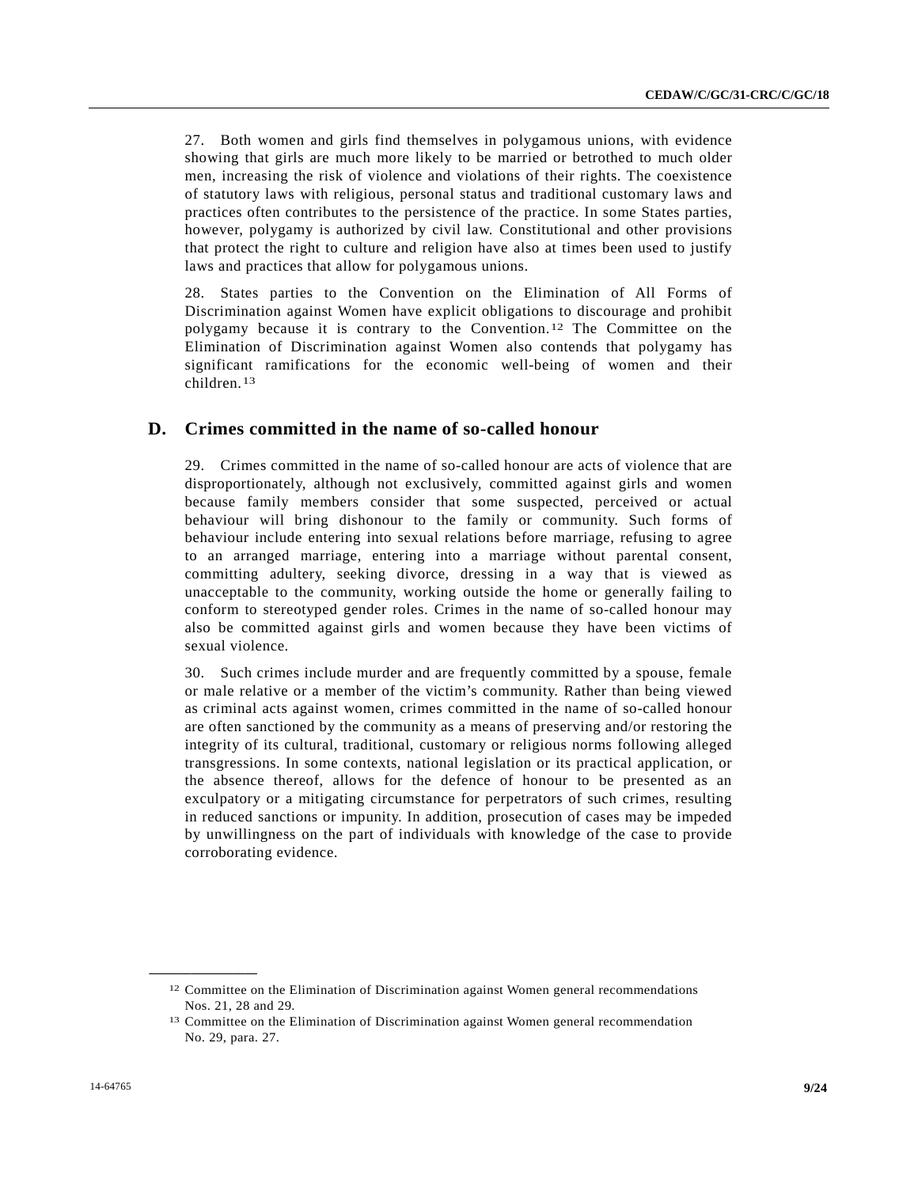27. Both women and girls find themselves in polygamous unions, with evidence showing that girls are much more likely to be married or betrothed to much older men, increasing the risk of violence and violations of their rights. The coexistence of statutory laws with religious, personal status and traditional customary laws and practices often contributes to the persistence of the practice. In some States parties, however, polygamy is authorized by civil law. Constitutional and other provisions that protect the right to culture and religion have also at times been used to justify laws and practices that allow for polygamous unions.

28. States parties to the Convention on the Elimination of All Forms of Discrimination against Women have explicit obligations to discourage and prohibit polygamy because it is contrary to the Convention.[12] The Committee on the Elimination of Discrimination against Women also contends that polygamy has significant ramifications for the economic well-being of women and their children.[13]

## D. Crimes committed in the name of so-called honour

29. Crimes committed in the name of so-called honour are acts of violence that are disproportionately, although not exclusively, committed against girls and women because family members consider that some suspected, perceived or actual behaviour will bring dishonour to the family or community. Such forms of behaviour include entering into sexual relations before marriage, refusing to agree to an arranged marriage, entering into a marriage without parental consent, committing adultery, seeking divorce, dressing in a way that is viewed as unacceptable to the community, working outside the home or generally failing to conform to stereotyped gender roles. Crimes in the name of so-called honour may also be committed against girls and women because they have been victims of sexual violence.

30. Such crimes include murder and are frequently committed by a spouse, female or male relative or a member of the victim's community. Rather than being viewed as criminal acts against women, crimes committed in the name of so-called honour are often sanctioned by the community as a means of preserving and/or restoring the integrity of its cultural, traditional, customary or religious norms following alleged transgressions. In some contexts, national legislation or its practical application, or the absence thereof, allows for the defence of honour to be presented as an exculpatory or a mitigating circumstance for perpetrators of such crimes, resulting in reduced sanctions or impunity. In addition, prosecution of cases may be impeded by unwillingness on the part of individuals with knowledge of the case to provide corroborating evidence.

---

[12] Committee on the Elimination of Discrimination against Women general recommendations Nos. 21, 28 and 29.

[13] Committee on the Elimination of Discrimination against Women general recommendation No. 29, para. 27.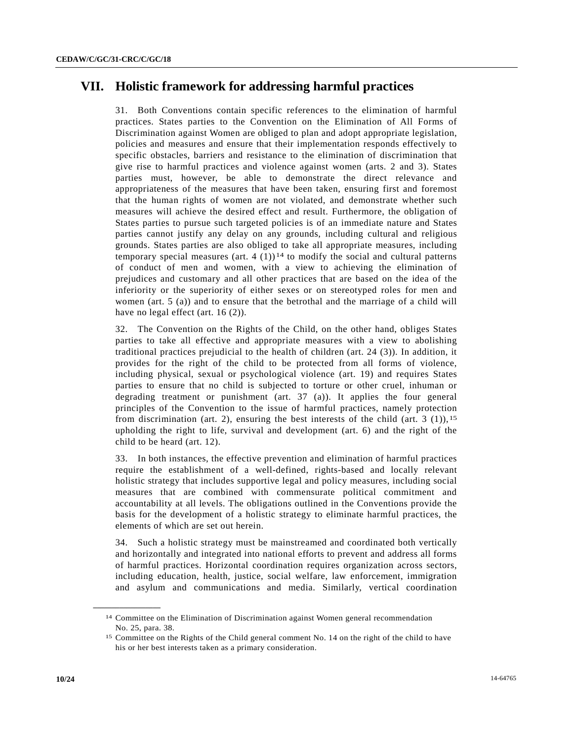# VII. Holistic framework for addressing harmful practices

31. Both Conventions contain specific references to the elimination of harmful practices. States parties to the Convention on the Elimination of All Forms of Discrimination against Women are obliged to plan and adopt appropriate legislation, policies and measures and ensure that their implementation responds effectively to specific obstacles, barriers and resistance to the elimination of discrimination that give rise to harmful practices and violence against women (arts. 2 and 3). States parties must, however, be able to demonstrate the direct relevance and appropriateness of the measures that have been taken, ensuring first and foremost that the human rights of women are not violated, and demonstrate whether such measures will achieve the desired effect and result. Furthermore, the obligation of States parties to pursue such targeted policies is of an immediate nature and States parties cannot justify any delay on any grounds, including cultural and religious grounds. States parties are also obliged to take all appropriate measures, including temporary special measures (art. 4 (1))[14] to modify the social and cultural patterns of conduct of men and women, with a view to achieving the elimination of prejudices and customary and all other practices that are based on the idea of the inferiority or the superiority of either sexes or on stereotyped roles for men and women (art. 5 (a)) and to ensure that the betrothal and the marriage of a child will have no legal effect (art. 16 (2)).

32. The Convention on the Rights of the Child, on the other hand, obliges States parties to take all effective and appropriate measures with a view to abolishing traditional practices prejudicial to the health of children (art. 24 (3)). In addition, it provides for the right of the child to be protected from all forms of violence, including physical, sexual or psychological violence (art. 19) and requires States parties to ensure that no child is subjected to torture or other cruel, inhuman or degrading treatment or punishment (art. 37 (a)). It applies the four general principles of the Convention to the issue of harmful practices, namely protection from discrimination (art. 2), ensuring the best interests of the child (art. 3 (1)),[15] upholding the right to life, survival and development (art. 6) and the right of the child to be heard (art. 12).

33. In both instances, the effective prevention and elimination of harmful practices require the establishment of a well-defined, rights-based and locally relevant holistic strategy that includes supportive legal and policy measures, including social measures that are combined with commensurate political commitment and accountability at all levels. The obligations outlined in the Conventions provide the basis for the development of a holistic strategy to eliminate harmful practices, the elements of which are set out herein.

34. Such a holistic strategy must be mainstreamed and coordinated both vertically and horizontally and integrated into national efforts to prevent and address all forms of harmful practices. Horizontal coordination requires organization across sectors, including education, health, justice, social welfare, law enforcement, immigration and asylum and communications and media. Similarly, vertical coordination

---

[14] Committee on the Elimination of Discrimination against Women general recommendation No. 25, para. 38.

[15] Committee on the Rights of the Child general comment No. 14 on the right of the child to have his or her best interests taken as a primary consideration.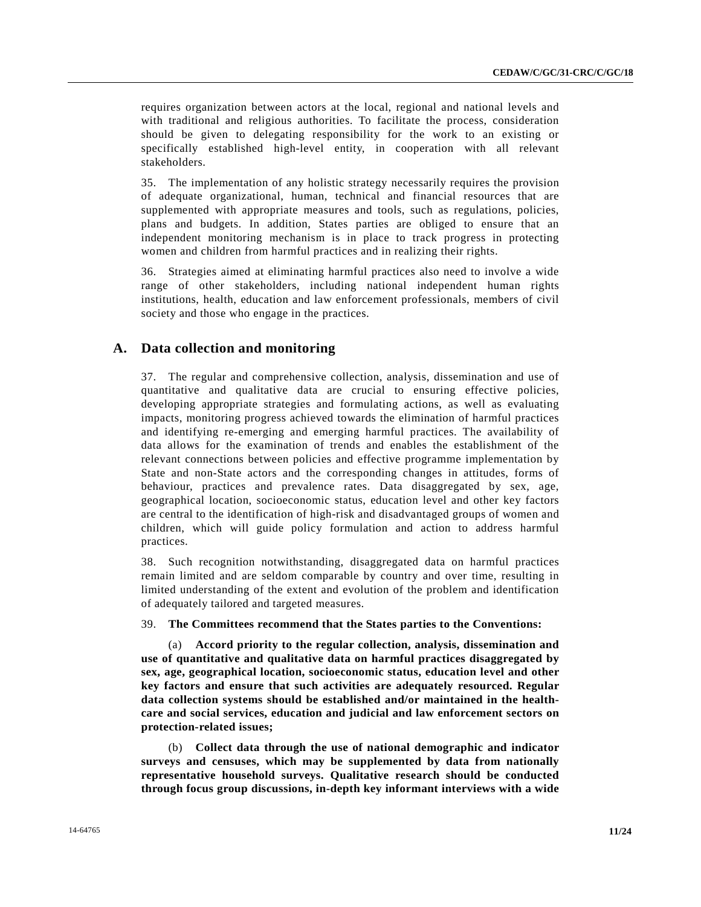requires organization between actors at the local, regional and national levels and with traditional and religious authorities. To facilitate the process, consideration should be given to delegating responsibility for the work to an existing or specifically established high-level entity, in cooperation with all relevant stakeholders.

35. The implementation of any holistic strategy necessarily requires the provision of adequate organizational, human, technical and financial resources that are supplemented with appropriate measures and tools, such as regulations, policies, plans and budgets. In addition, States parties are obliged to ensure that an independent monitoring mechanism is in place to track progress in protecting women and children from harmful practices and in realizing their rights.

36. Strategies aimed at eliminating harmful practices also need to involve a wide range of other stakeholders, including national independent human rights institutions, health, education and law enforcement professionals, members of civil society and those who engage in the practices.

## A. Data collection and monitoring

37. The regular and comprehensive collection, analysis, dissemination and use of quantitative and qualitative data are crucial to ensuring effective policies, developing appropriate strategies and formulating actions, as well as evaluating impacts, monitoring progress achieved towards the elimination of harmful practices and identifying re-emerging and emerging harmful practices. The availability of data allows for the examination of trends and enables the establishment of the relevant connections between policies and effective programme implementation by State and non-State actors and the corresponding changes in attitudes, forms of behaviour, practices and prevalence rates. Data disaggregated by sex, age, geographical location, socioeconomic status, education level and other key factors are central to the identification of high-risk and disadvantaged groups of women and children, which will guide policy formulation and action to address harmful practices.

38. Such recognition notwithstanding, disaggregated data on harmful practices remain limited and are seldom comparable by country and over time, resulting in limited understanding of the extent and evolution of the problem and identification of adequately tailored and targeted measures.

39. **The Committees recommend that the States parties to the Conventions:**

(a) **Accord priority to the regular collection, analysis, dissemination and use of quantitative and qualitative data on harmful practices disaggregated by sex, age, geographical location, socioeconomic status, education level and other key factors and ensure that such activities are adequately resourced. Regular data collection systems should be established and/or maintained in the health-care and social services, education and judicial and law enforcement sectors on protection-related issues;**

(b) **Collect data through the use of national demographic and indicator surveys and censuses, which may be supplemented by data from nationally representative household surveys. Qualitative research should be conducted through focus group discussions, in-depth key informant interviews with a wide**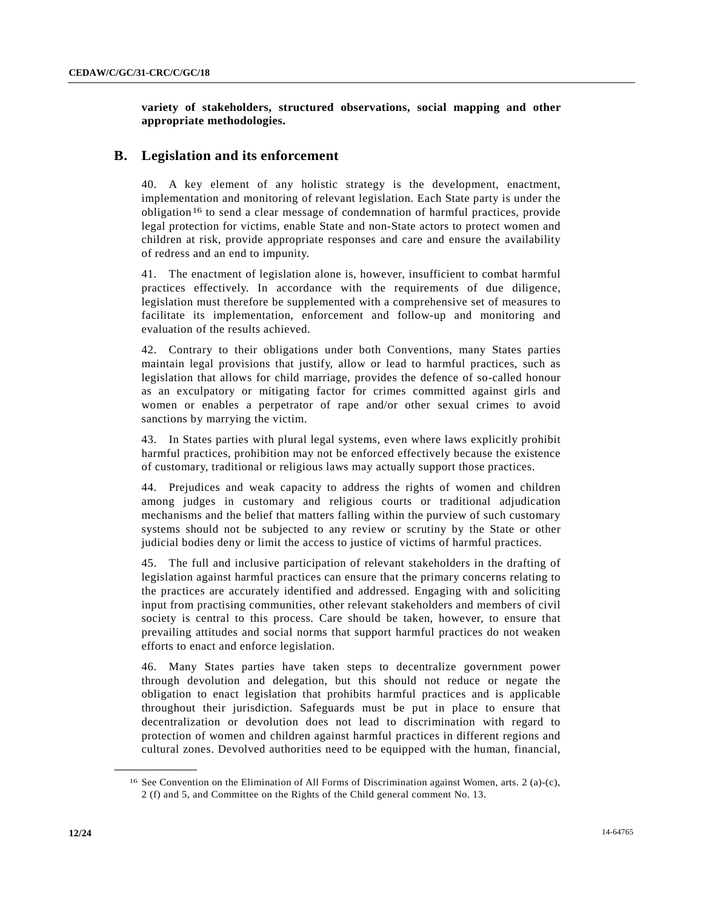**variety of stakeholders, structured observations, social mapping and other appropriate methodologies.**

## B. Legislation and its enforcement

40. A key element of any holistic strategy is the development, enactment, implementation and monitoring of relevant legislation. Each State party is under the obligation[16] to send a clear message of condemnation of harmful practices, provide legal protection for victims, enable State and non-State actors to protect women and children at risk, provide appropriate responses and care and ensure the availability of redress and an end to impunity.

41. The enactment of legislation alone is, however, insufficient to combat harmful practices effectively. In accordance with the requirements of due diligence, legislation must therefore be supplemented with a comprehensive set of measures to facilitate its implementation, enforcement and follow-up and monitoring and evaluation of the results achieved.

42. Contrary to their obligations under both Conventions, many States parties maintain legal provisions that justify, allow or lead to harmful practices, such as legislation that allows for child marriage, provides the defence of so-called honour as an exculpatory or mitigating factor for crimes committed against girls and women or enables a perpetrator of rape and/or other sexual crimes to avoid sanctions by marrying the victim.

43. In States parties with plural legal systems, even where laws explicitly prohibit harmful practices, prohibition may not be enforced effectively because the existence of customary, traditional or religious laws may actually support those practices.

44. Prejudices and weak capacity to address the rights of women and children among judges in customary and religious courts or traditional adjudication mechanisms and the belief that matters falling within the purview of such customary systems should not be subjected to any review or scrutiny by the State or other judicial bodies deny or limit the access to justice of victims of harmful practices.

45. The full and inclusive participation of relevant stakeholders in the drafting of legislation against harmful practices can ensure that the primary concerns relating to the practices are accurately identified and addressed. Engaging with and soliciting input from practising communities, other relevant stakeholders and members of civil society is central to this process. Care should be taken, however, to ensure that prevailing attitudes and social norms that support harmful practices do not weaken efforts to enact and enforce legislation.

46. Many States parties have taken steps to decentralize government power through devolution and delegation, but this should not reduce or negate the obligation to enact legislation that prohibits harmful practices and is applicable throughout their jurisdiction. Safeguards must be put in place to ensure that decentralization or devolution does not lead to discrimination with regard to protection of women and children against harmful practices in different regions and cultural zones. Devolved authorities need to be equipped with the human, financial,

---

[16] See Convention on the Elimination of All Forms of Discrimination against Women, arts. 2 (a)-(c), 2 (f) and 5, and Committee on the Rights of the Child general comment No. 13.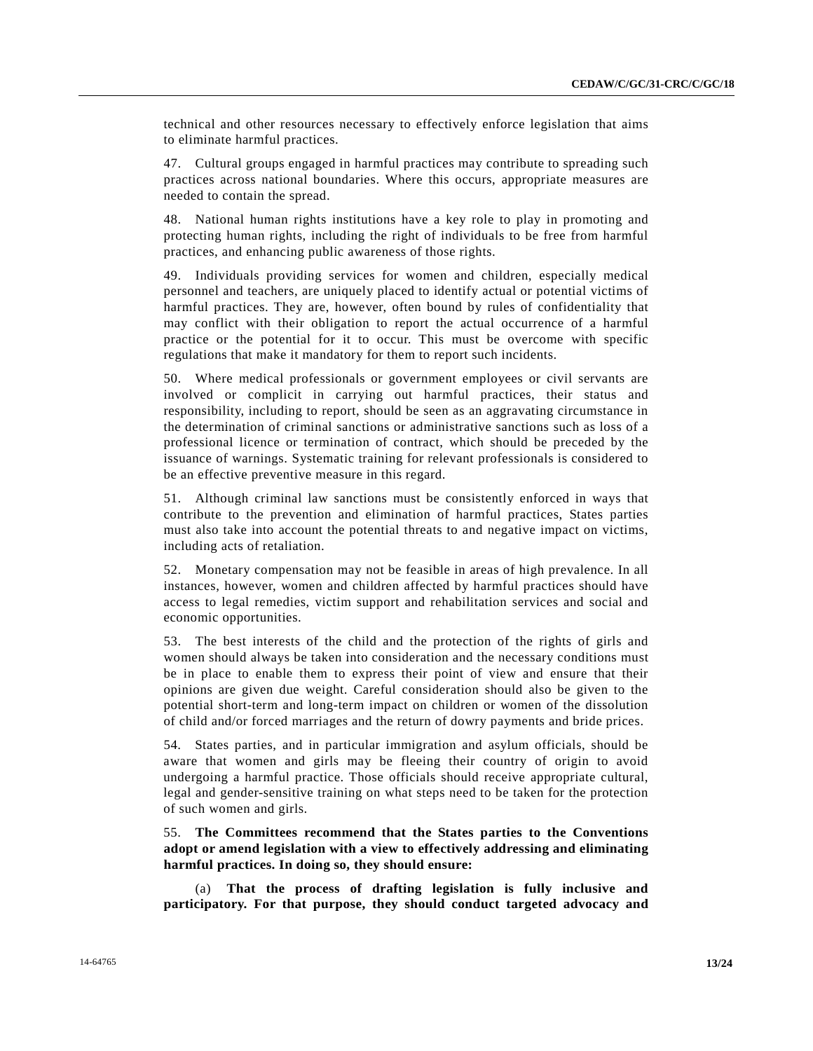technical and other resources necessary to effectively enforce legislation that aims to eliminate harmful practices.

47. Cultural groups engaged in harmful practices may contribute to spreading such practices across national boundaries. Where this occurs, appropriate measures are needed to contain the spread.

48. National human rights institutions have a key role to play in promoting and protecting human rights, including the right of individuals to be free from harmful practices, and enhancing public awareness of those rights.

49. Individuals providing services for women and children, especially medical personnel and teachers, are uniquely placed to identify actual or potential victims of harmful practices. They are, however, often bound by rules of confidentiality that may conflict with their obligation to report the actual occurrence of a harmful practice or the potential for it to occur. This must be overcome with specific regulations that make it mandatory for them to report such incidents.

50. Where medical professionals or government employees or civil servants are involved or complicit in carrying out harmful practices, their status and responsibility, including to report, should be seen as an aggravating circumstance in the determination of criminal sanctions or administrative sanctions such as loss of a professional licence or termination of contract, which should be preceded by the issuance of warnings. Systematic training for relevant professionals is considered to be an effective preventive measure in this regard.

51. Although criminal law sanctions must be consistently enforced in ways that contribute to the prevention and elimination of harmful practices, States parties must also take into account the potential threats to and negative impact on victims, including acts of retaliation.

52. Monetary compensation may not be feasible in areas of high prevalence. In all instances, however, women and children affected by harmful practices should have access to legal remedies, victim support and rehabilitation services and social and economic opportunities.

53. The best interests of the child and the protection of the rights of girls and women should always be taken into consideration and the necessary conditions must be in place to enable them to express their point of view and ensure that their opinions are given due weight. Careful consideration should also be given to the potential short-term and long-term impact on children or women of the dissolution of child and/or forced marriages and the return of dowry payments and bride prices.

54. States parties, and in particular immigration and asylum officials, should be aware that women and girls may be fleeing their country of origin to avoid undergoing a harmful practice. Those officials should receive appropriate cultural, legal and gender-sensitive training on what steps need to be taken for the protection of such women and girls.

55. **The Committees recommend that the States parties to the Conventions adopt or amend legislation with a view to effectively addressing and eliminating harmful practices. In doing so, they should ensure:**

(a) **That the process of drafting legislation is fully inclusive and participatory. For that purpose, they should conduct targeted advocacy and**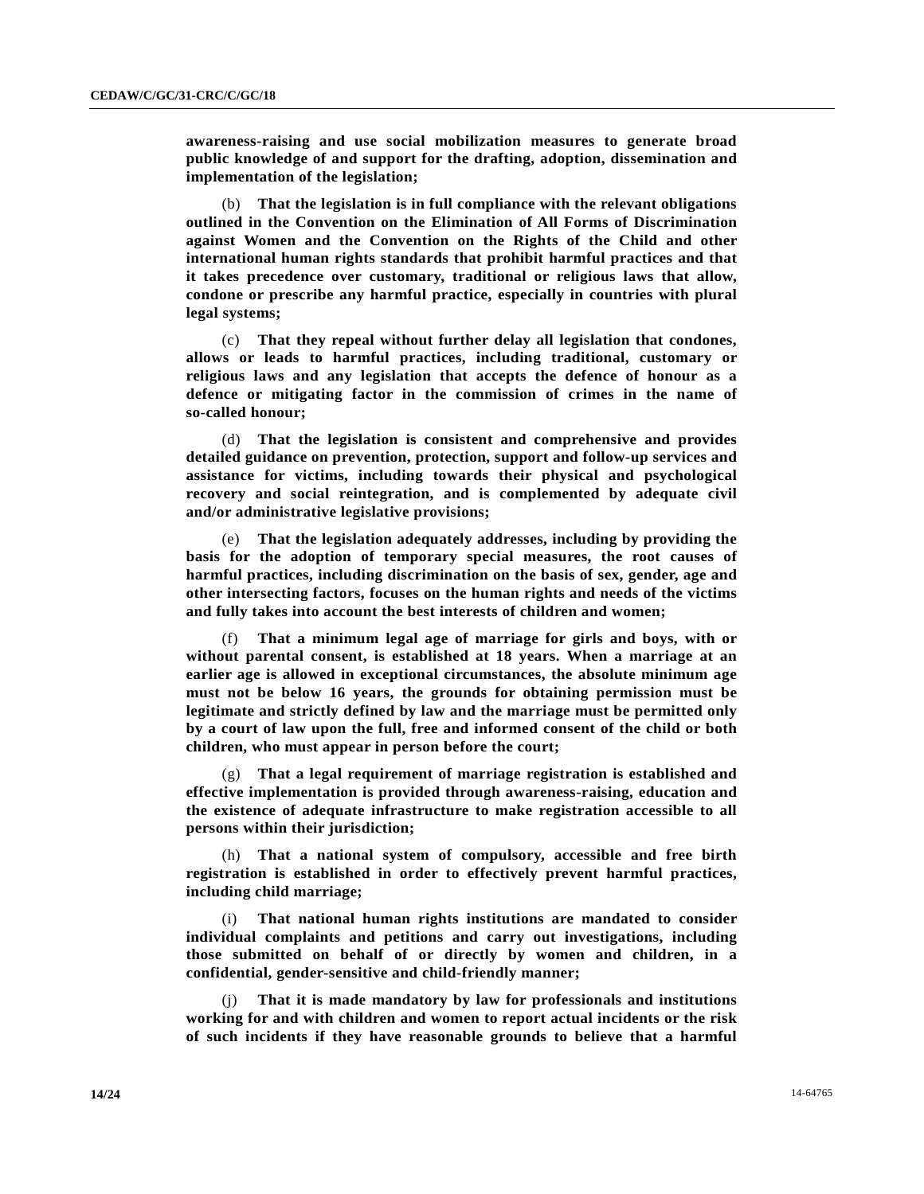**awareness-raising and use social mobilization measures to generate broad public knowledge of and support for the drafting, adoption, dissemination and implementation of the legislation;**

(b) **That the legislation is in full compliance with the relevant obligations outlined in the Convention on the Elimination of All Forms of Discrimination against Women and the Convention on the Rights of the Child and other international human rights standards that prohibit harmful practices and that it takes precedence over customary, traditional or religious laws that allow, condone or prescribe any harmful practice, especially in countries with plural legal systems;**

(c) **That they repeal without further delay all legislation that condones, allows or leads to harmful practices, including traditional, customary or religious laws and any legislation that accepts the defence of honour as a defence or mitigating factor in the commission of crimes in the name of so-called honour;**

(d) **That the legislation is consistent and comprehensive and provides detailed guidance on prevention, protection, support and follow-up services and assistance for victims, including towards their physical and psychological recovery and social reintegration, and is complemented by adequate civil and/or administrative legislative provisions;**

(e) **That the legislation adequately addresses, including by providing the basis for the adoption of temporary special measures, the root causes of harmful practices, including discrimination on the basis of sex, gender, age and other intersecting factors, focuses on the human rights and needs of the victims and fully takes into account the best interests of children and women;**

(f) **That a minimum legal age of marriage for girls and boys, with or without parental consent, is established at 18 years. When a marriage at an earlier age is allowed in exceptional circumstances, the absolute minimum age must not be below 16 years, the grounds for obtaining permission must be legitimate and strictly defined by law and the marriage must be permitted only by a court of law upon the full, free and informed consent of the child or both children, who must appear in person before the court;**

(g) **That a legal requirement of marriage registration is established and effective implementation is provided through awareness-raising, education and the existence of adequate infrastructure to make registration accessible to all persons within their jurisdiction;**

(h) **That a national system of compulsory, accessible and free birth registration is established in order to effectively prevent harmful practices, including child marriage;**

(i) **That national human rights institutions are mandated to consider individual complaints and petitions and carry out investigations, including those submitted on behalf of or directly by women and children, in a confidential, gender-sensitive and child-friendly manner;**

(j) **That it is made mandatory by law for professionals and institutions working for and with children and women to report actual incidents or the risk of such incidents if they have reasonable grounds to believe that a harmful**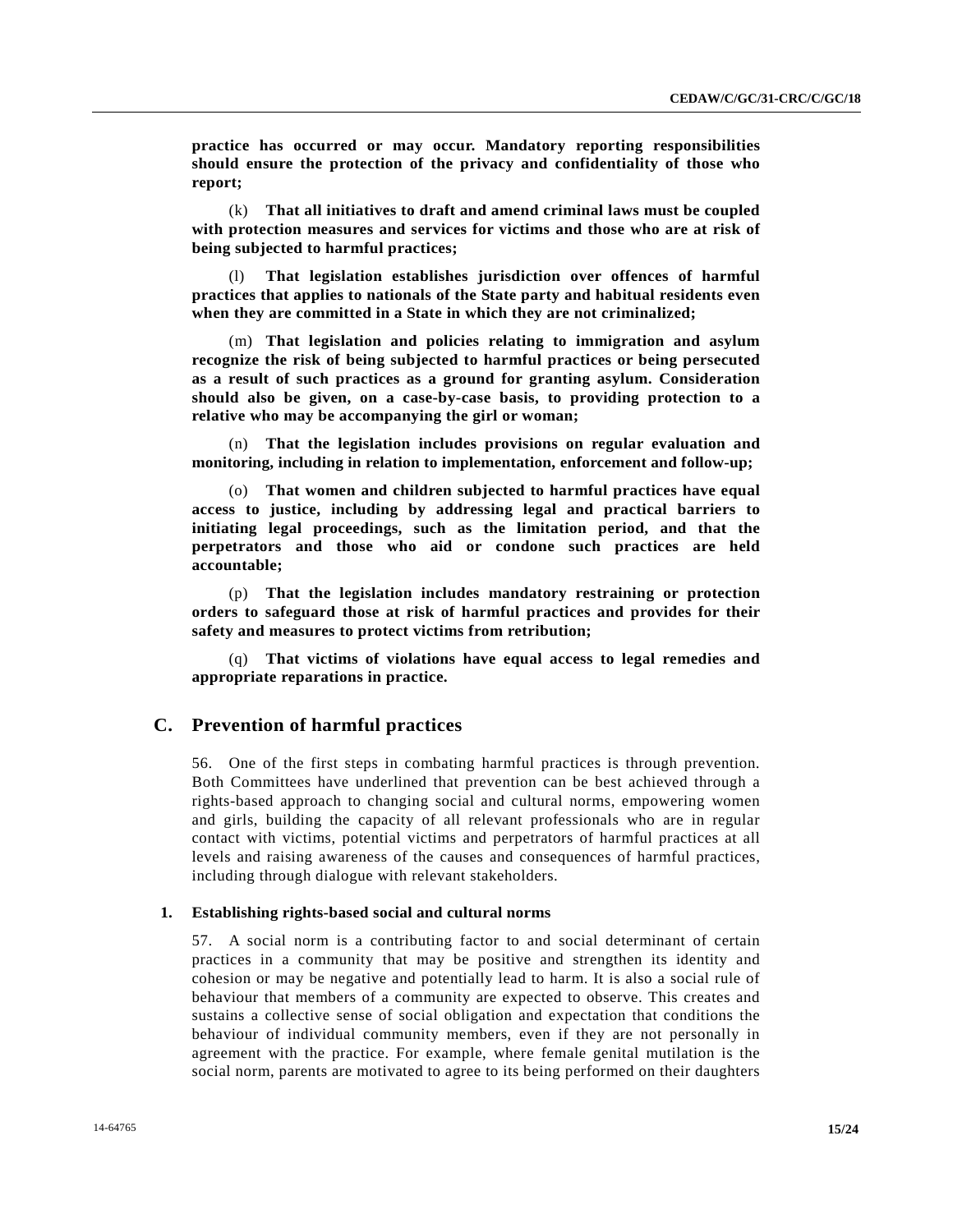**practice has occurred or may occur. Mandatory reporting responsibilities should ensure the protection of the privacy and confidentiality of those who report;**

(k) **That all initiatives to draft and amend criminal laws must be coupled with protection measures and services for victims and those who are at risk of being subjected to harmful practices;**

(l) **That legislation establishes jurisdiction over offences of harmful practices that applies to nationals of the State party and habitual residents even when they are committed in a State in which they are not criminalized;**

(m) **That legislation and policies relating to immigration and asylum recognize the risk of being subjected to harmful practices or being persecuted as a result of such practices as a ground for granting asylum. Consideration should also be given, on a case-by-case basis, to providing protection to a relative who may be accompanying the girl or woman;**

(n) **That the legislation includes provisions on regular evaluation and monitoring, including in relation to implementation, enforcement and follow-up;**

(o) **That women and children subjected to harmful practices have equal access to justice, including by addressing legal and practical barriers to initiating legal proceedings, such as the limitation period, and that the perpetrators and those who aid or condone such practices are held accountable;**

(p) **That the legislation includes mandatory restraining or protection orders to safeguard those at risk of harmful practices and provides for their safety and measures to protect victims from retribution;**

(q) **That victims of violations have equal access to legal remedies and appropriate reparations in practice.**

## C. Prevention of harmful practices

56. One of the first steps in combating harmful practices is through prevention. Both Committees have underlined that prevention can be best achieved through a rights-based approach to changing social and cultural norms, empowering women and girls, building the capacity of all relevant professionals who are in regular contact with victims, potential victims and perpetrators of harmful practices at all levels and raising awareness of the causes and consequences of harmful practices, including through dialogue with relevant stakeholders.

### 1. Establishing rights-based social and cultural norms

57. A social norm is a contributing factor to and social determinant of certain practices in a community that may be positive and strengthen its identity and cohesion or may be negative and potentially lead to harm. It is also a social rule of behaviour that members of a community are expected to observe. This creates and sustains a collective sense of social obligation and expectation that conditions the behaviour of individual community members, even if they are not personally in agreement with the practice. For example, where female genital mutilation is the social norm, parents are motivated to agree to its being performed on their daughters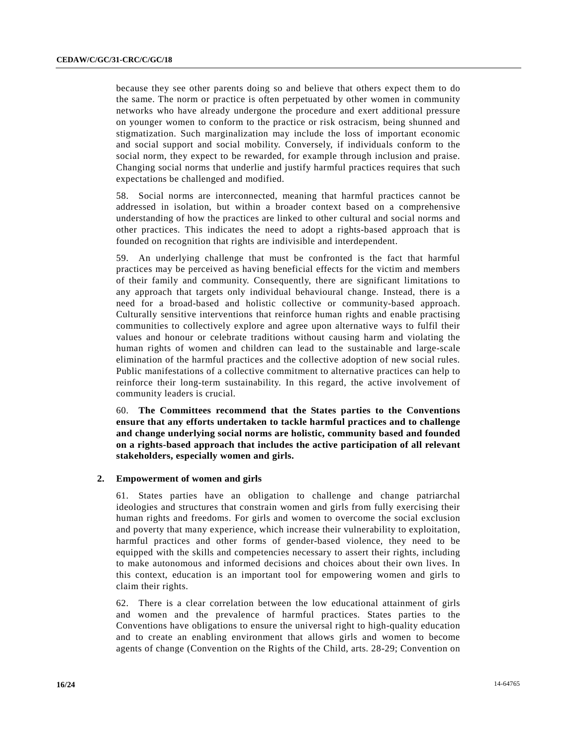because they see other parents doing so and believe that others expect them to do the same. The norm or practice is often perpetuated by other women in community networks who have already undergone the procedure and exert additional pressure on younger women to conform to the practice or risk ostracism, being shunned and stigmatization. Such marginalization may include the loss of important economic and social support and social mobility. Conversely, if individuals conform to the social norm, they expect to be rewarded, for example through inclusion and praise. Changing social norms that underlie and justify harmful practices requires that such expectations be challenged and modified.

58. Social norms are interconnected, meaning that harmful practices cannot be addressed in isolation, but within a broader context based on a comprehensive understanding of how the practices are linked to other cultural and social norms and other practices. This indicates the need to adopt a rights-based approach that is founded on recognition that rights are indivisible and interdependent.

59. An underlying challenge that must be confronted is the fact that harmful practices may be perceived as having beneficial effects for the victim and members of their family and community. Consequently, there are significant limitations to any approach that targets only individual behavioural change. Instead, there is a need for a broad-based and holistic collective or community-based approach. Culturally sensitive interventions that reinforce human rights and enable practising communities to collectively explore and agree upon alternative ways to fulfil their values and honour or celebrate traditions without causing harm and violating the human rights of women and children can lead to the sustainable and large-scale elimination of the harmful practices and the collective adoption of new social rules. Public manifestations of a collective commitment to alternative practices can help to reinforce their long-term sustainability. In this regard, the active involvement of community leaders is crucial.

60. **The Committees recommend that the States parties to the Conventions ensure that any efforts undertaken to tackle harmful practices and to challenge and change underlying social norms are holistic, community based and founded on a rights-based approach that includes the active participation of all relevant stakeholders, especially women and girls.**

### 2. Empowerment of women and girls

61. States parties have an obligation to challenge and change patriarchal ideologies and structures that constrain women and girls from fully exercising their human rights and freedoms. For girls and women to overcome the social exclusion and poverty that many experience, which increase their vulnerability to exploitation, harmful practices and other forms of gender-based violence, they need to be equipped with the skills and competencies necessary to assert their rights, including to make autonomous and informed decisions and choices about their own lives. In this context, education is an important tool for empowering women and girls to claim their rights.

62. There is a clear correlation between the low educational attainment of girls and women and the prevalence of harmful practices. States parties to the Conventions have obligations to ensure the universal right to high-quality education and to create an enabling environment that allows girls and women to become agents of change (Convention on the Rights of the Child, arts. 28-29; Convention on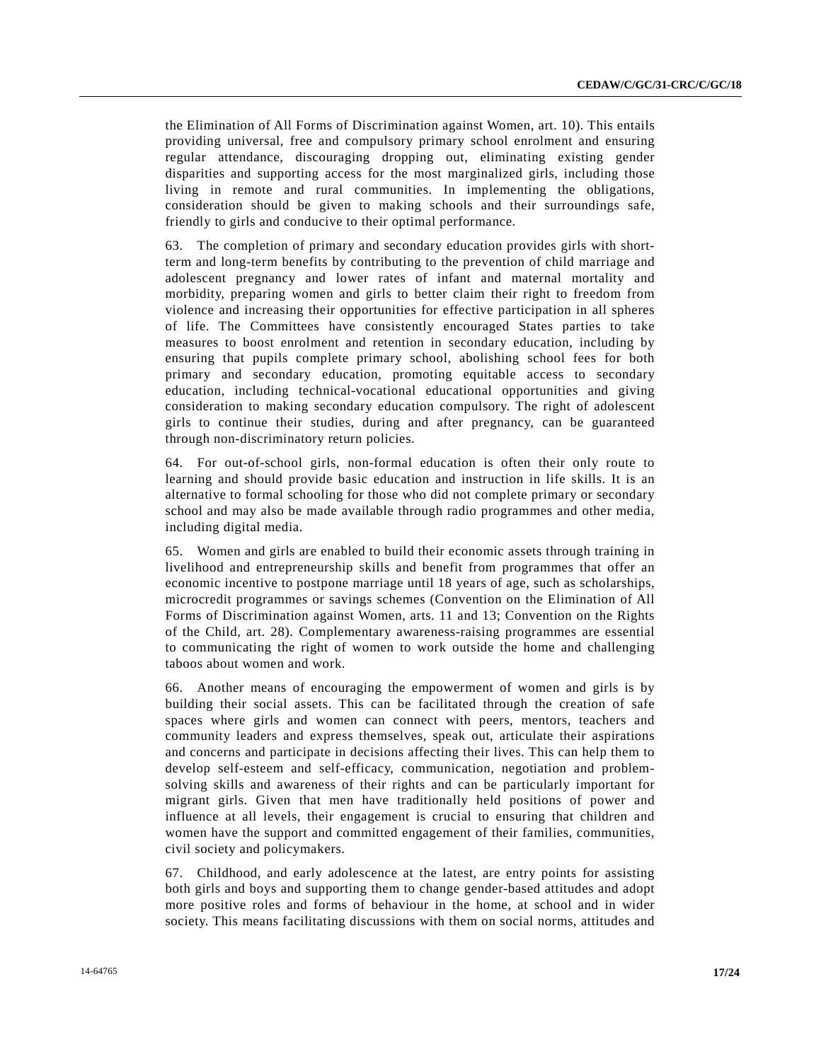the Elimination of All Forms of Discrimination against Women, art. 10). This entails providing universal, free and compulsory primary school enrolment and ensuring regular attendance, discouraging dropping out, eliminating existing gender disparities and supporting access for the most marginalized girls, including those living in remote and rural communities. In implementing the obligations, consideration should be given to making schools and their surroundings safe, friendly to girls and conducive to their optimal performance.

63. The completion of primary and secondary education provides girls with short-term and long-term benefits by contributing to the prevention of child marriage and adolescent pregnancy and lower rates of infant and maternal mortality and morbidity, preparing women and girls to better claim their right to freedom from violence and increasing their opportunities for effective participation in all spheres of life. The Committees have consistently encouraged States parties to take measures to boost enrolment and retention in secondary education, including by ensuring that pupils complete primary school, abolishing school fees for both primary and secondary education, promoting equitable access to secondary education, including technical-vocational educational opportunities and giving consideration to making secondary education compulsory. The right of adolescent girls to continue their studies, during and after pregnancy, can be guaranteed through non-discriminatory return policies.

64. For out-of-school girls, non-formal education is often their only route to learning and should provide basic education and instruction in life skills. It is an alternative to formal schooling for those who did not complete primary or secondary school and may also be made available through radio programmes and other media, including digital media.

65. Women and girls are enabled to build their economic assets through training in livelihood and entrepreneurship skills and benefit from programmes that offer an economic incentive to postpone marriage until 18 years of age, such as scholarships, microcredit programmes or savings schemes (Convention on the Elimination of All Forms of Discrimination against Women, arts. 11 and 13; Convention on the Rights of the Child, art. 28). Complementary awareness-raising programmes are essential to communicating the right of women to work outside the home and challenging taboos about women and work.

66. Another means of encouraging the empowerment of women and girls is by building their social assets. This can be facilitated through the creation of safe spaces where girls and women can connect with peers, mentors, teachers and community leaders and express themselves, speak out, articulate their aspirations and concerns and participate in decisions affecting their lives. This can help them to develop self-esteem and self-efficacy, communication, negotiation and problem-solving skills and awareness of their rights and can be particularly important for migrant girls. Given that men have traditionally held positions of power and influence at all levels, their engagement is crucial to ensuring that children and women have the support and committed engagement of their families, communities, civil society and policymakers.

67. Childhood, and early adolescence at the latest, are entry points for assisting both girls and boys and supporting them to change gender-based attitudes and adopt more positive roles and forms of behaviour in the home, at school and in wider society. This means facilitating discussions with them on social norms, attitudes and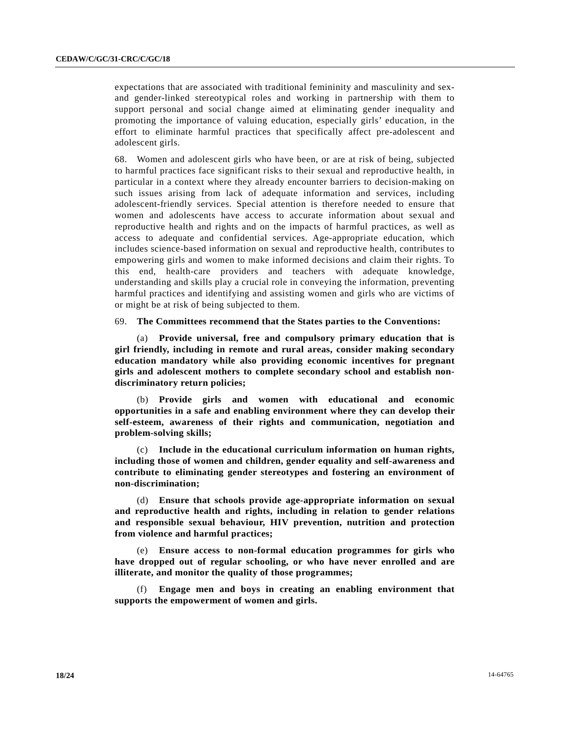expectations that are associated with traditional femininity and masculinity and sex- and gender-linked stereotypical roles and working in partnership with them to support personal and social change aimed at eliminating gender inequality and promoting the importance of valuing education, especially girls' education, in the effort to eliminate harmful practices that specifically affect pre-adolescent and adolescent girls.

68. Women and adolescent girls who have been, or are at risk of being, subjected to harmful practices face significant risks to their sexual and reproductive health, in particular in a context where they already encounter barriers to decision-making on such issues arising from lack of adequate information and services, including adolescent-friendly services. Special attention is therefore needed to ensure that women and adolescents have access to accurate information about sexual and reproductive health and rights and on the impacts of harmful practices, as well as access to adequate and confidential services. Age-appropriate education, which includes science-based information on sexual and reproductive health, contributes to empowering girls and women to make informed decisions and claim their rights. To this end, health-care providers and teachers with adequate knowledge, understanding and skills play a crucial role in conveying the information, preventing harmful practices and identifying and assisting women and girls who are victims of or might be at risk of being subjected to them.

69. **The Committees recommend that the States parties to the Conventions:**

(a) **Provide universal, free and compulsory primary education that is girl friendly, including in remote and rural areas, consider making secondary education mandatory while also providing economic incentives for pregnant girls and adolescent mothers to complete secondary school and establish non-discriminatory return policies;**

(b) **Provide girls and women with educational and economic opportunities in a safe and enabling environment where they can develop their self-esteem, awareness of their rights and communication, negotiation and problem-solving skills;**

(c) **Include in the educational curriculum information on human rights, including those of women and children, gender equality and self-awareness and contribute to eliminating gender stereotypes and fostering an environment of non-discrimination;**

(d) **Ensure that schools provide age-appropriate information on sexual and reproductive health and rights, including in relation to gender relations and responsible sexual behaviour, HIV prevention, nutrition and protection from violence and harmful practices;**

(e) **Ensure access to non-formal education programmes for girls who have dropped out of regular schooling, or who have never enrolled and are illiterate, and monitor the quality of those programmes;**

(f) **Engage men and boys in creating an enabling environment that supports the empowerment of women and girls.**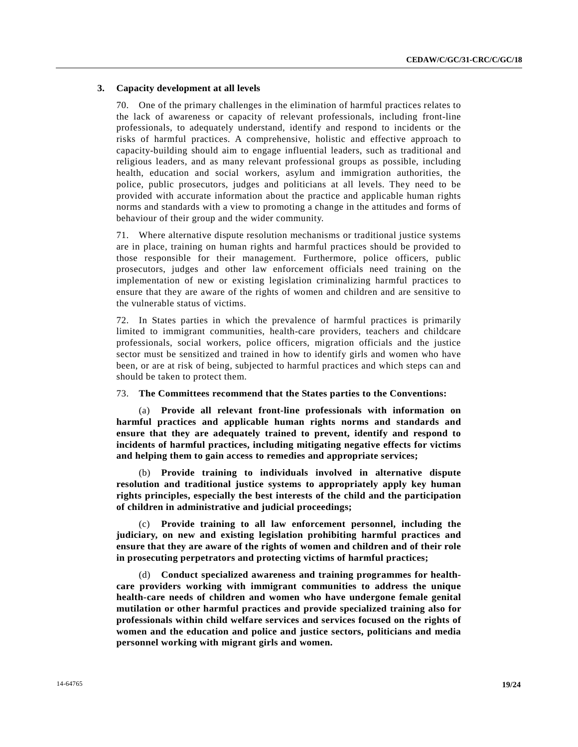### 3. Capacity development at all levels

70. One of the primary challenges in the elimination of harmful practices relates to the lack of awareness or capacity of relevant professionals, including front-line professionals, to adequately understand, identify and respond to incidents or the risks of harmful practices. A comprehensive, holistic and effective approach to capacity-building should aim to engage influential leaders, such as traditional and religious leaders, and as many relevant professional groups as possible, including health, education and social workers, asylum and immigration authorities, the police, public prosecutors, judges and politicians at all levels. They need to be provided with accurate information about the practice and applicable human rights norms and standards with a view to promoting a change in the attitudes and forms of behaviour of their group and the wider community.

71. Where alternative dispute resolution mechanisms or traditional justice systems are in place, training on human rights and harmful practices should be provided to those responsible for their management. Furthermore, police officers, public prosecutors, judges and other law enforcement officials need training on the implementation of new or existing legislation criminalizing harmful practices to ensure that they are aware of the rights of women and children and are sensitive to the vulnerable status of victims.

72. In States parties in which the prevalence of harmful practices is primarily limited to immigrant communities, health-care providers, teachers and childcare professionals, social workers, police officers, migration officials and the justice sector must be sensitized and trained in how to identify girls and women who have been, or are at risk of being, subjected to harmful practices and which steps can and should be taken to protect them.

73. **The Committees recommend that the States parties to the Conventions:**

(a) **Provide all relevant front-line professionals with information on harmful practices and applicable human rights norms and standards and ensure that they are adequately trained to prevent, identify and respond to incidents of harmful practices, including mitigating negative effects for victims and helping them to gain access to remedies and appropriate services;**

(b) **Provide training to individuals involved in alternative dispute resolution and traditional justice systems to appropriately apply key human rights principles, especially the best interests of the child and the participation of children in administrative and judicial proceedings;**

(c) **Provide training to all law enforcement personnel, including the judiciary, on new and existing legislation prohibiting harmful practices and ensure that they are aware of the rights of women and children and of their role in prosecuting perpetrators and protecting victims of harmful practices;**

(d) **Conduct specialized awareness and training programmes for health-care providers working with immigrant communities to address the unique health-care needs of children and women who have undergone female genital mutilation or other harmful practices and provide specialized training also for professionals within child welfare services and services focused on the rights of women and the education and police and justice sectors, politicians and media personnel working with migrant girls and women.**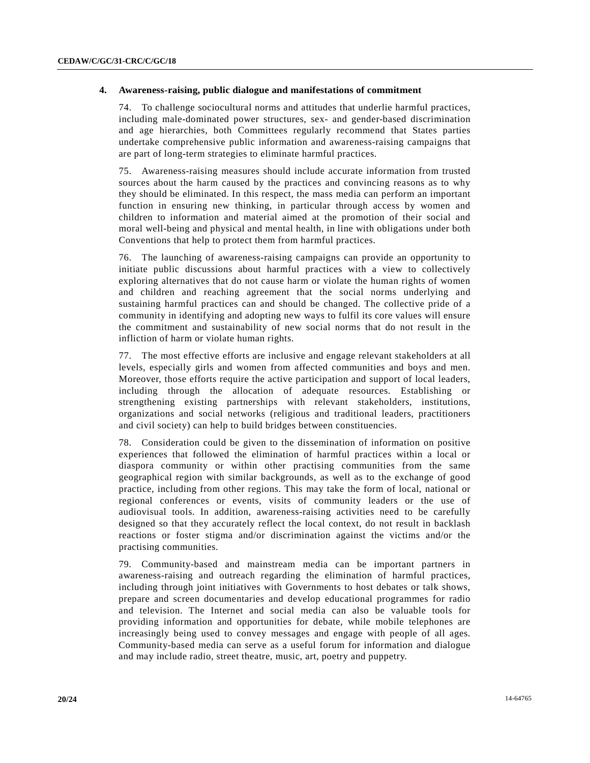### 4. Awareness-raising, public dialogue and manifestations of commitment

74. To challenge sociocultural norms and attitudes that underlie harmful practices, including male-dominated power structures, sex- and gender-based discrimination and age hierarchies, both Committees regularly recommend that States parties undertake comprehensive public information and awareness-raising campaigns that are part of long-term strategies to eliminate harmful practices.

75. Awareness-raising measures should include accurate information from trusted sources about the harm caused by the practices and convincing reasons as to why they should be eliminated. In this respect, the mass media can perform an important function in ensuring new thinking, in particular through access by women and children to information and material aimed at the promotion of their social and moral well-being and physical and mental health, in line with obligations under both Conventions that help to protect them from harmful practices.

76. The launching of awareness-raising campaigns can provide an opportunity to initiate public discussions about harmful practices with a view to collectively exploring alternatives that do not cause harm or violate the human rights of women and children and reaching agreement that the social norms underlying and sustaining harmful practices can and should be changed. The collective pride of a community in identifying and adopting new ways to fulfil its core values will ensure the commitment and sustainability of new social norms that do not result in the infliction of harm or violate human rights.

77. The most effective efforts are inclusive and engage relevant stakeholders at all levels, especially girls and women from affected communities and boys and men. Moreover, those efforts require the active participation and support of local leaders, including through the allocation of adequate resources. Establishing or strengthening existing partnerships with relevant stakeholders, institutions, organizations and social networks (religious and traditional leaders, practitioners and civil society) can help to build bridges between constituencies.

78. Consideration could be given to the dissemination of information on positive experiences that followed the elimination of harmful practices within a local or diaspora community or within other practising communities from the same geographical region with similar backgrounds, as well as to the exchange of good practice, including from other regions. This may take the form of local, national or regional conferences or events, visits of community leaders or the use of audiovisual tools. In addition, awareness-raising activities need to be carefully designed so that they accurately reflect the local context, do not result in backlash reactions or foster stigma and/or discrimination against the victims and/or the practising communities.

79. Community-based and mainstream media can be important partners in awareness-raising and outreach regarding the elimination of harmful practices, including through joint initiatives with Governments to host debates or talk shows, prepare and screen documentaries and develop educational programmes for radio and television. The Internet and social media can also be valuable tools for providing information and opportunities for debate, while mobile telephones are increasingly being used to convey messages and engage with people of all ages. Community-based media can serve as a useful forum for information and dialogue and may include radio, street theatre, music, art, poetry and puppetry.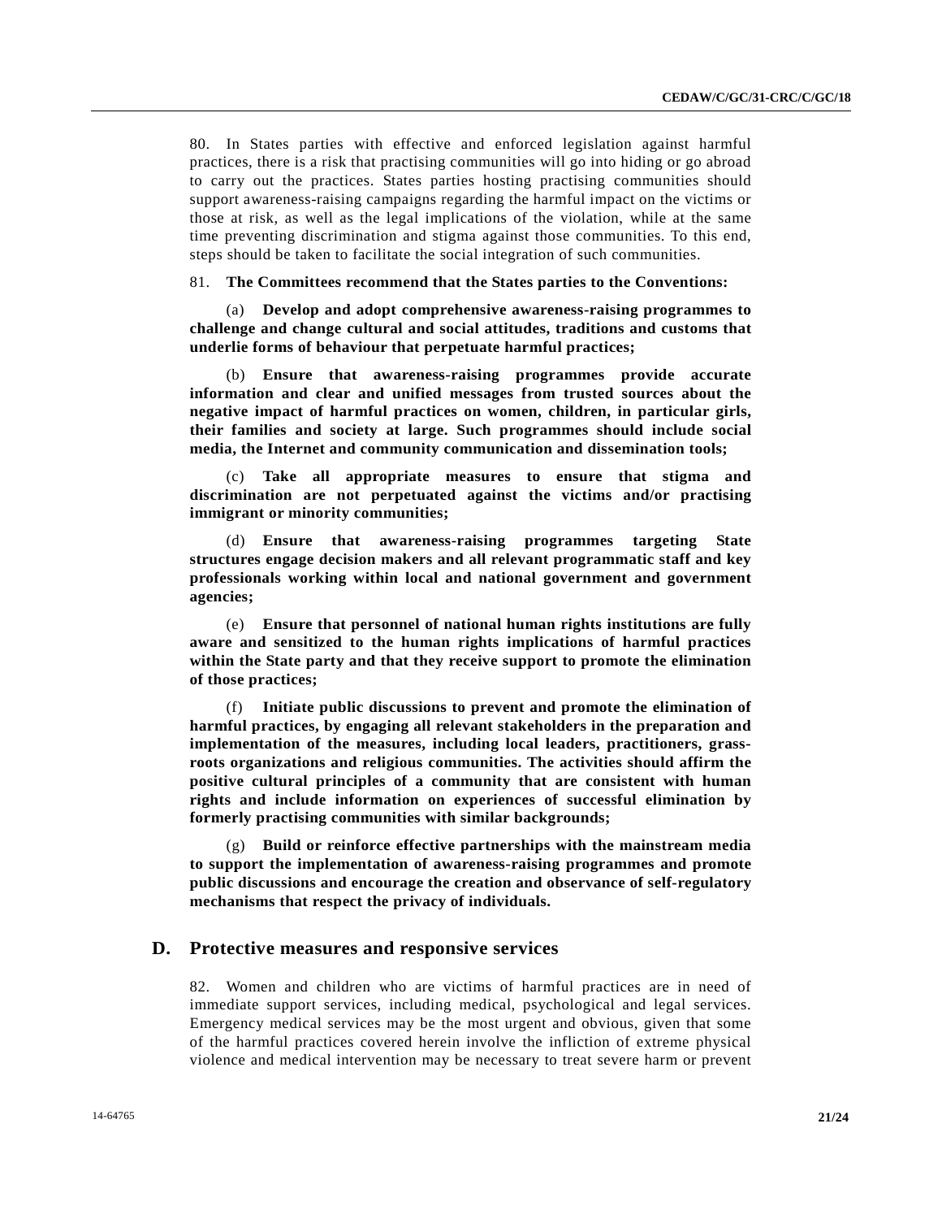80. In States parties with effective and enforced legislation against harmful practices, there is a risk that practising communities will go into hiding or go abroad to carry out the practices. States parties hosting practising communities should support awareness-raising campaigns regarding the harmful impact on the victims or those at risk, as well as the legal implications of the violation, while at the same time preventing discrimination and stigma against those communities. To this end, steps should be taken to facilitate the social integration of such communities.

81. **The Committees recommend that the States parties to the Conventions:**

(a) **Develop and adopt comprehensive awareness-raising programmes to challenge and change cultural and social attitudes, traditions and customs that underlie forms of behaviour that perpetuate harmful practices;**

(b) **Ensure that awareness-raising programmes provide accurate information and clear and unified messages from trusted sources about the negative impact of harmful practices on women, children, in particular girls, their families and society at large. Such programmes should include social media, the Internet and community communication and dissemination tools;**

(c) **Take all appropriate measures to ensure that stigma and discrimination are not perpetuated against the victims and/or practising immigrant or minority communities;**

(d) **Ensure that awareness-raising programmes targeting State structures engage decision makers and all relevant programmatic staff and key professionals working within local and national government and government agencies;**

(e) **Ensure that personnel of national human rights institutions are fully aware and sensitized to the human rights implications of harmful practices within the State party and that they receive support to promote the elimination of those practices;**

(f) **Initiate public discussions to prevent and promote the elimination of harmful practices, by engaging all relevant stakeholders in the preparation and implementation of the measures, including local leaders, practitioners, grass-roots organizations and religious communities. The activities should affirm the positive cultural principles of a community that are consistent with human rights and include information on experiences of successful elimination by formerly practising communities with similar backgrounds;**

(g) **Build or reinforce effective partnerships with the mainstream media to support the implementation of awareness-raising programmes and promote public discussions and encourage the creation and observance of self-regulatory mechanisms that respect the privacy of individuals.**

## D. Protective measures and responsive services

82. Women and children who are victims of harmful practices are in need of immediate support services, including medical, psychological and legal services. Emergency medical services may be the most urgent and obvious, given that some of the harmful practices covered herein involve the infliction of extreme physical violence and medical intervention may be necessary to treat severe harm or prevent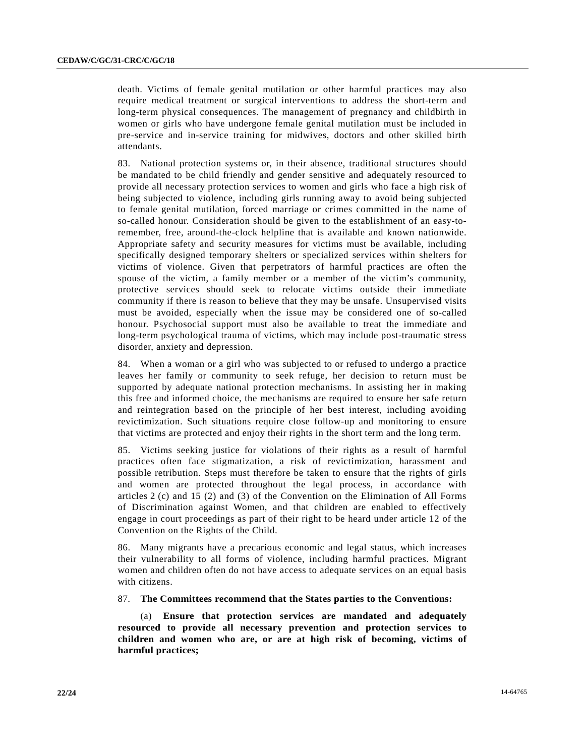death. Victims of female genital mutilation or other harmful practices may also require medical treatment or surgical interventions to address the short-term and long-term physical consequences. The management of pregnancy and childbirth in women or girls who have undergone female genital mutilation must be included in pre-service and in-service training for midwives, doctors and other skilled birth attendants.

83. National protection systems or, in their absence, traditional structures should be mandated to be child friendly and gender sensitive and adequately resourced to provide all necessary protection services to women and girls who face a high risk of being subjected to violence, including girls running away to avoid being subjected to female genital mutilation, forced marriage or crimes committed in the name of so-called honour. Consideration should be given to the establishment of an easy-to-remember, free, around-the-clock helpline that is available and known nationwide. Appropriate safety and security measures for victims must be available, including specifically designed temporary shelters or specialized services within shelters for victims of violence. Given that perpetrators of harmful practices are often the spouse of the victim, a family member or a member of the victim's community, protective services should seek to relocate victims outside their immediate community if there is reason to believe that they may be unsafe. Unsupervised visits must be avoided, especially when the issue may be considered one of so-called honour. Psychosocial support must also be available to treat the immediate and long-term psychological trauma of victims, which may include post-traumatic stress disorder, anxiety and depression.

84. When a woman or a girl who was subjected to or refused to undergo a practice leaves her family or community to seek refuge, her decision to return must be supported by adequate national protection mechanisms. In assisting her in making this free and informed choice, the mechanisms are required to ensure her safe return and reintegration based on the principle of her best interest, including avoiding revictimization. Such situations require close follow-up and monitoring to ensure that victims are protected and enjoy their rights in the short term and the long term.

85. Victims seeking justice for violations of their rights as a result of harmful practices often face stigmatization, a risk of revictimization, harassment and possible retribution. Steps must therefore be taken to ensure that the rights of girls and women are protected throughout the legal process, in accordance with articles 2 (c) and 15 (2) and (3) of the Convention on the Elimination of All Forms of Discrimination against Women, and that children are enabled to effectively engage in court proceedings as part of their right to be heard under article 12 of the Convention on the Rights of the Child.

86. Many migrants have a precarious economic and legal status, which increases their vulnerability to all forms of violence, including harmful practices. Migrant women and children often do not have access to adequate services on an equal basis with citizens.

87. **The Committees recommend that the States parties to the Conventions:**

(a) **Ensure that protection services are mandated and adequately resourced to provide all necessary prevention and protection services to children and women who are, or are at high risk of becoming, victims of harmful practices;**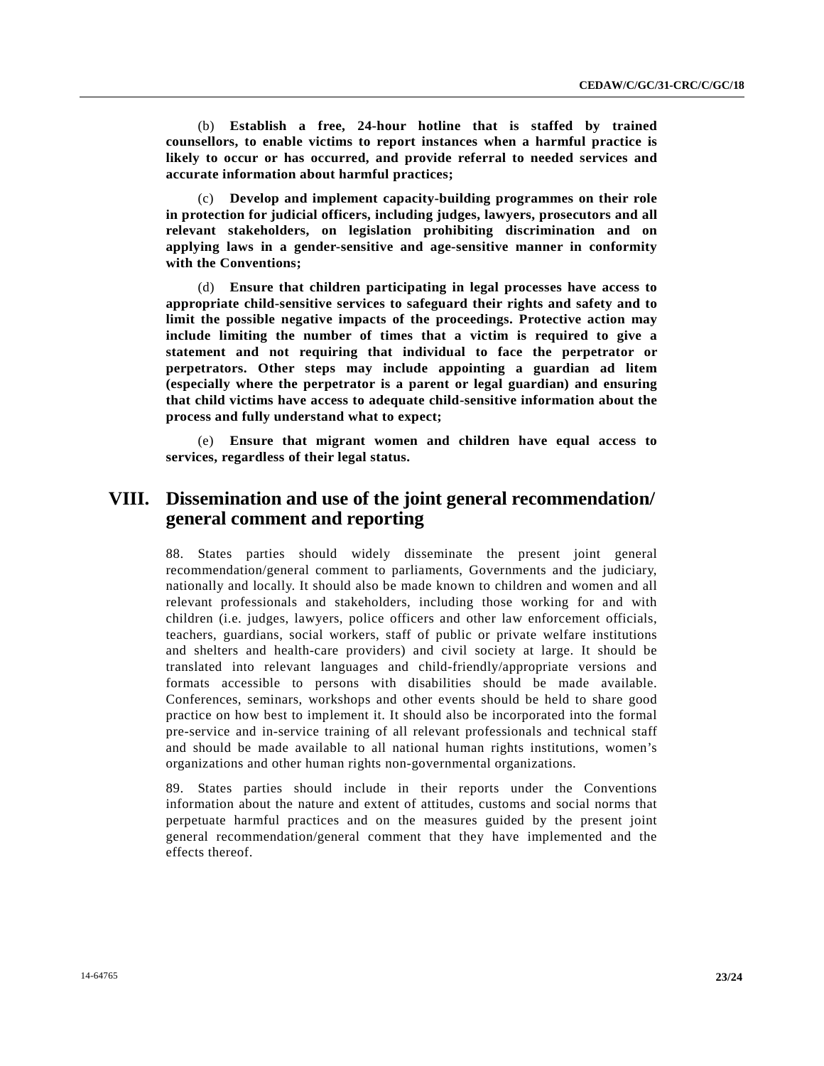(b) **Establish a free, 24-hour hotline that is staffed by trained counsellors, to enable victims to report instances when a harmful practice is likely to occur or has occurred, and provide referral to needed services and accurate information about harmful practices;**

(c) **Develop and implement capacity-building programmes on their role in protection for judicial officers, including judges, lawyers, prosecutors and all relevant stakeholders, on legislation prohibiting discrimination and on applying laws in a gender-sensitive and age-sensitive manner in conformity with the Conventions;**

(d) **Ensure that children participating in legal processes have access to appropriate child-sensitive services to safeguard their rights and safety and to limit the possible negative impacts of the proceedings. Protective action may include limiting the number of times that a victim is required to give a statement and not requiring that individual to face the perpetrator or perpetrators. Other steps may include appointing a guardian ad litem (especially where the perpetrator is a parent or legal guardian) and ensuring that child victims have access to adequate child-sensitive information about the process and fully understand what to expect;**

(e) **Ensure that migrant women and children have equal access to services, regardless of their legal status.**

# VIII. Dissemination and use of the joint general recommendation/ general comment and reporting

88. States parties should widely disseminate the present joint general recommendation/general comment to parliaments, Governments and the judiciary, nationally and locally. It should also be made known to children and women and all relevant professionals and stakeholders, including those working for and with children (i.e. judges, lawyers, police officers and other law enforcement officials, teachers, guardians, social workers, staff of public or private welfare institutions and shelters and health-care providers) and civil society at large. It should be translated into relevant languages and child-friendly/appropriate versions and formats accessible to persons with disabilities should be made available. Conferences, seminars, workshops and other events should be held to share good practice on how best to implement it. It should also be incorporated into the formal pre-service and in-service training of all relevant professionals and technical staff and should be made available to all national human rights institutions, women's organizations and other human rights non-governmental organizations.

89. States parties should include in their reports under the Conventions information about the nature and extent of attitudes, customs and social norms that perpetuate harmful practices and on the measures guided by the present joint general recommendation/general comment that they have implemented and the effects thereof.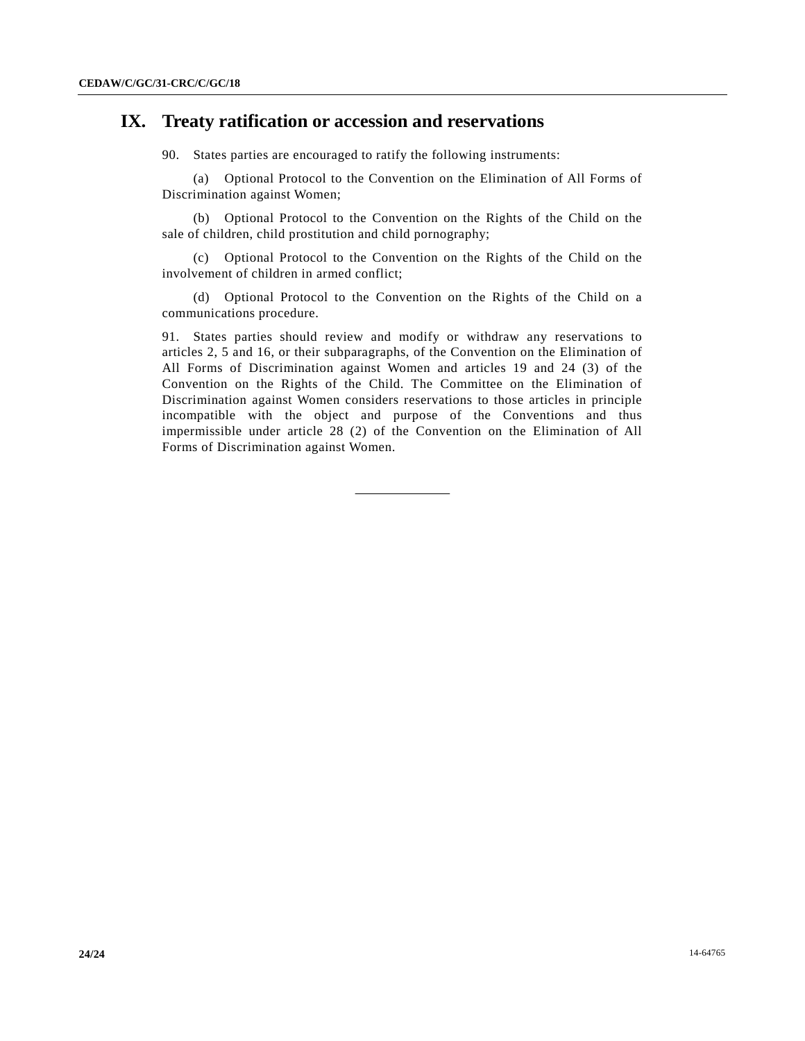# IX. Treaty ratification or accession and reservations

90. States parties are encouraged to ratify the following instruments:

(a) Optional Protocol to the Convention on the Elimination of All Forms of Discrimination against Women;

(b) Optional Protocol to the Convention on the Rights of the Child on the sale of children, child prostitution and child pornography;

(c) Optional Protocol to the Convention on the Rights of the Child on the involvement of children in armed conflict;

(d) Optional Protocol to the Convention on the Rights of the Child on a communications procedure.

91. States parties should review and modify or withdraw any reservations to articles 2, 5 and 16, or their subparagraphs, of the Convention on the Elimination of All Forms of Discrimination against Women and articles 19 and 24 (3) of the Convention on the Rights of the Child. The Committee on the Elimination of Discrimination against Women considers reservations to those articles in principle incompatible with the object and purpose of the Conventions and thus impermissible under article 28 (2) of the Convention on the Elimination of All Forms of Discrimination against Women.